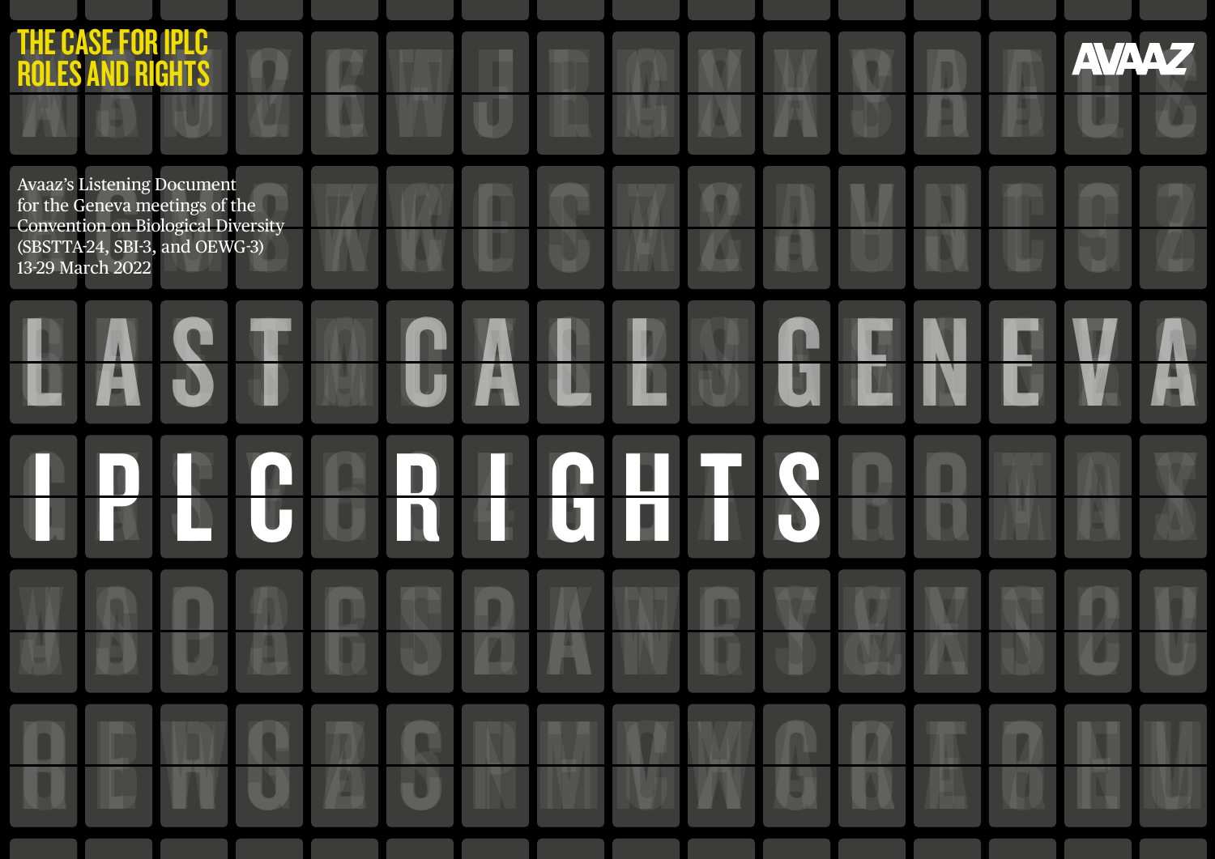# THE CASE FOR IPLC ROLES AND RIGHTS

AVAAZ

Avaaz's Listening Document for the Geneva meetings of the Convention on Biological Diversity (SBSTTA-24, SBI-3, and OEWG-3) 13-29 March 2022

# LAST CALL GENEVA

# IPLC RIGHTS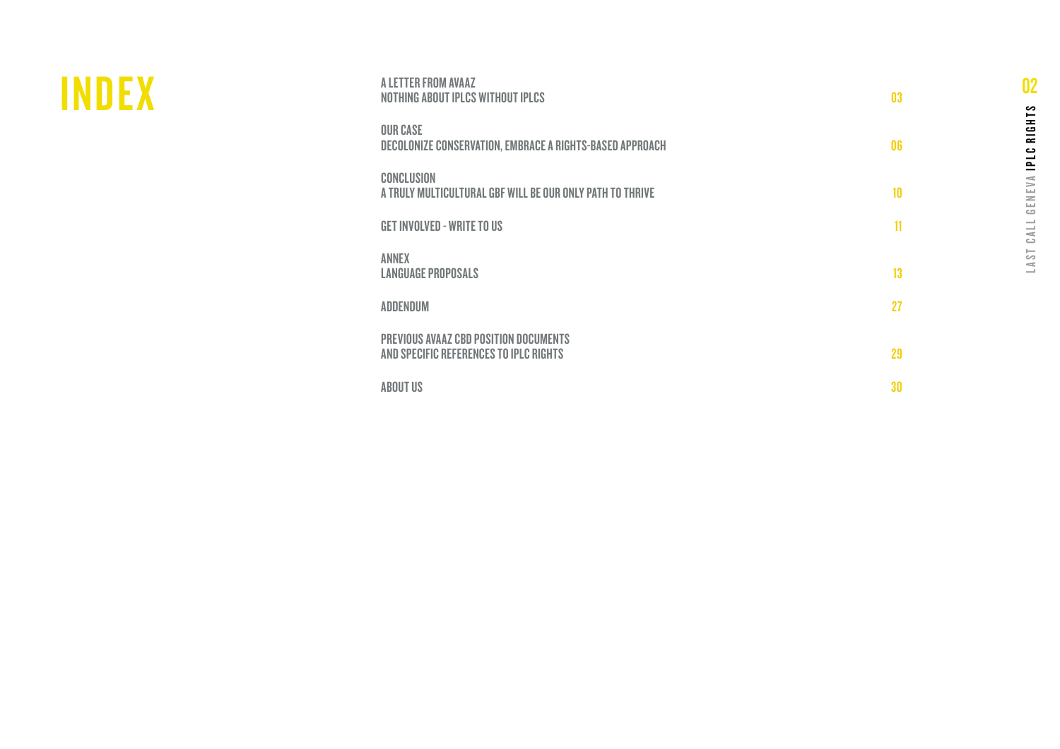# INDEX

| | |
|---|---|
| A LETTER FROM AVAAZ<br>NOTHING ABOUT IPLCS WITHOUT IPLCS | 03 |
| OUR CASE<br>DECOLONIZE CONSERVATION, EMBRACE A RIGHTS-BASED APPROACH | 06 |
| CONCLUSION<br>A TRULY MULTICULTURAL GBF WILL BE OUR ONLY PATH TO THRIVE | 10 |
| GET INVOLVED - WRITE TO US | 11 |
| ANNEX<br>LANGUAGE PROPOSALS | 13 |
| ADDENDUM | 27 |
| PREVIOUS AVAAZ CBD POSITION DOCUMENTS<br>AND SPECIFIC REFERENCES TO IPLC RIGHTS | 29 |
| ABOUT US | 30 |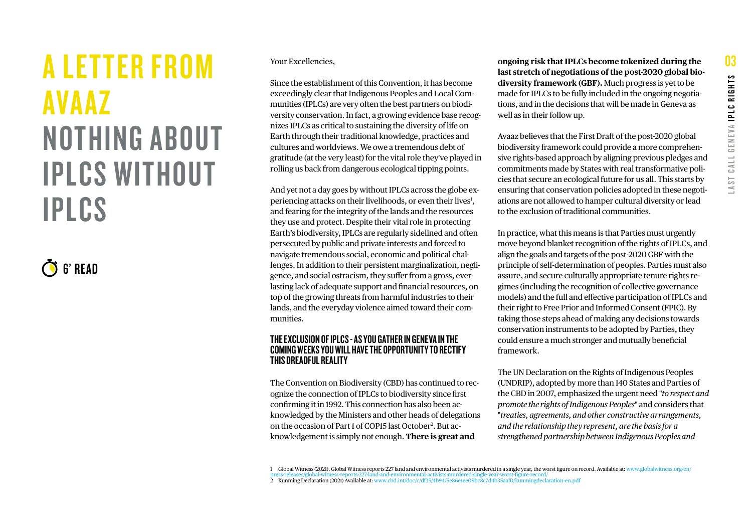# A LETTER FROM AVAAZ

# NOTHING ABOUT IPLCS WITHOUT IPLCS

6' READ

Your Excellencies,

Since the establishment of this Convention, it has become exceedingly clear that Indigenous Peoples and Local Communities (IPLCs) are very often the best partners on biodiversity conservation. In fact, a growing evidence base recognizes IPLCs as critical to sustaining the diversity of life on Earth through their traditional knowledge, practices and cultures and worldviews. We owe a tremendous debt of gratitude (at the very least) for the vital role they've played in rolling us back from dangerous ecological tipping points.

And yet not a day goes by without IPLCs across the globe experiencing attacks on their livelihoods, or even their lives[1], and fearing for the integrity of the lands and the resources they use and protect. Despite their vital role in protecting Earth's biodiversity, IPLCs are regularly sidelined and often persecuted by public and private interests and forced to navigate tremendous social, economic and political challenges. In addition to their persistent marginalization, negligence, and social ostracism, they suffer from a gross, everlasting lack of adequate support and financial resources, on top of the growing threats from harmful industries to their lands, and the everyday violence aimed toward their communities.

### THE EXCLUSION OF IPLCS - AS YOU GATHER IN GENEVA IN THE COMING WEEKS YOU WILL HAVE THE OPPORTUNITY TO RECTIFY THIS DREADFUL REALITY

The Convention on Biodiversity (CBD) has continued to recognize the connection of IPLCs to biodiversity since first confirming it in 1992. This connection has also been acknowledged by the Ministers and other heads of delegations on the occasion of Part 1 of COP15 last October[2]. But acknowledgement is simply not enough. **There is great and ongoing risk that IPLCs become tokenized during the last stretch of negotiations of the post-2020 global biodiversity framework (GBF).** Much progress is yet to be made for IPLCs to be fully included in the ongoing negotiations, and in the decisions that will be made in Geneva as well as in their follow up.

Avaaz believes that the First Draft of the post-2020 global biodiversity framework could provide a more comprehensive rights-based approach by aligning previous pledges and commitments made by States with real transformative policies that secure an ecological future for us all. This starts by ensuring that conservation policies adopted in these negotiations are not allowed to hamper cultural diversity or lead to the exclusion of traditional communities.

In practice, what this means is that Parties must urgently move beyond blanket recognition of the rights of IPLCs, and align the goals and targets of the post-2020 GBF with the principle of self-determination of peoples. Parties must also assure, and secure culturally appropriate tenure rights regimes (including the recognition of collective governance models) and the full and effective participation of IPLCs and their right to Free Prior and Informed Consent (FPIC). By taking those steps ahead of making any decisions towards conservation instruments to be adopted by Parties, they could ensure a much stronger and mutually beneficial framework.

The UN Declaration on the Rights of Indigenous Peoples (UNDRIP), adopted by more than 140 States and Parties of the CBD in 2007, emphasized the urgent need "*to respect and promote the rights of Indigenous Peoples*" and considers that "*treaties, agreements, and other constructive arrangements, and the relationship they represent, are the basis for a strengthened partnership between Indigenous Peoples and*

1 Global Witness (2021). Global Witness reports 227 land and environmental activists murdered in a single year, the worst figure on record. Available at: www.globalwitness.org/en/press-releases/global-witness-reports-227-land-and-environmental-activists-murdered-single-year-worst-figure-record/

2 Kunming Declaration (2021) Available at: www.cbd.int/doc/c/df35/4b94/5e86e1ee09bc8c7d4b35aaf0/kunmingdeclaration-en.pdf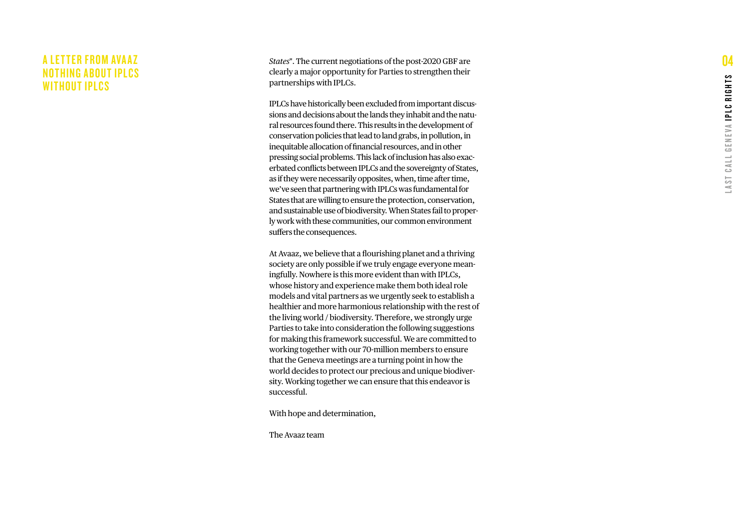# A LETTER FROM AVAAZ NOTHING ABOUT IPLCS WITHOUT IPLCS

*States*". The current negotiations of the post-2020 GBF are clearly a major opportunity for Parties to strengthen their partnerships with IPLCs.

IPLCs have historically been excluded from important discussions and decisions about the lands they inhabit and the natural resources found there. This results in the development of conservation policies that lead to land grabs, in pollution, in inequitable allocation of financial resources, and in other pressing social problems. This lack of inclusion has also exacerbated conflicts between IPLCs and the sovereignty of States, as if they were necessarily opposites, when, time after time, we've seen that partnering with IPLCs was fundamental for States that are willing to ensure the protection, conservation, and sustainable use of biodiversity. When States fail to properly work with these communities, our common environment suffers the consequences.

At Avaaz, we believe that a flourishing planet and a thriving society are only possible if we truly engage everyone meaningfully. Nowhere is this more evident than with IPLCs, whose history and experience make them both ideal role models and vital partners as we urgently seek to establish a healthier and more harmonious relationship with the rest of the living world / biodiversity. Therefore, we strongly urge Parties to take into consideration the following suggestions for making this framework successful. We are committed to working together with our 70-million members to ensure that the Geneva meetings are a turning point in how the world decides to protect our precious and unique biodiversity. Working together we can ensure that this endeavor is successful.

With hope and determination,

The Avaaz team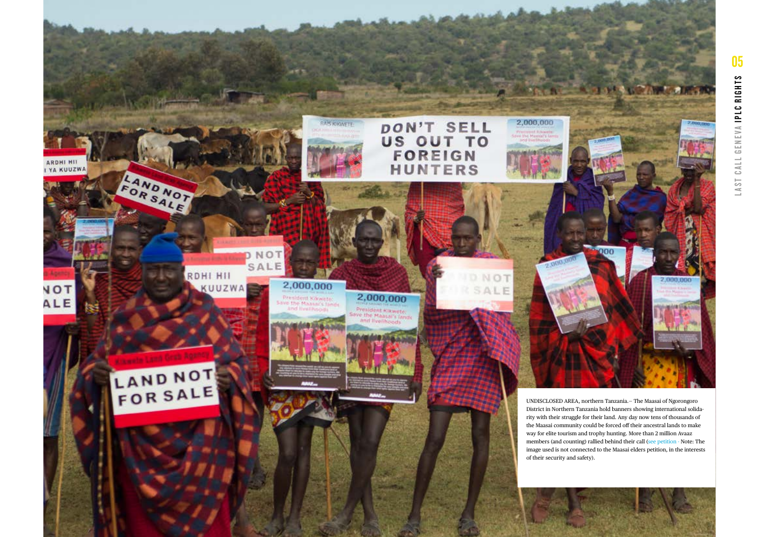UNDISCLOSED AREA, northern Tanzania.– The Maasai of Ngorongoro District in Northern Tanzania hold banners showing international solidarity with their struggle for their land. Any day now tens of thousands of the Maasai community could be forced off their ancestral lands to make way for elite tourism and trophy hunting. More than 2 million Avaaz members (and counting) rallied behind their call (see petition · Note: The image used is not connected to the Maasai elders petition, in the interests of their security and safety).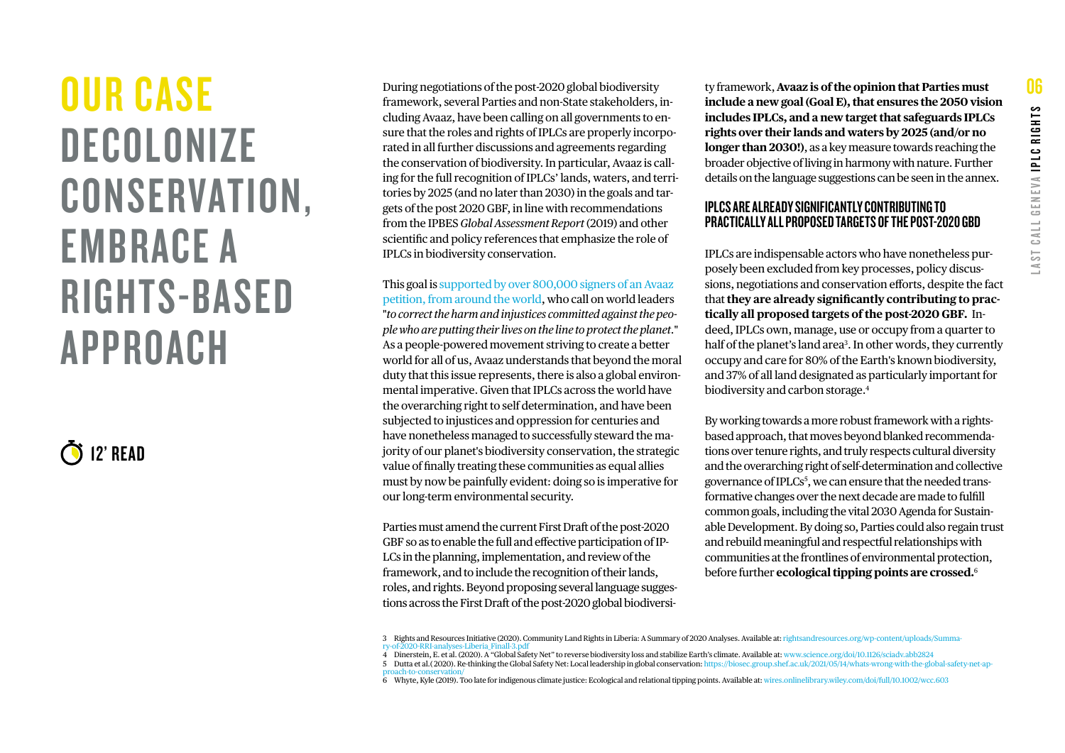# OUR CASE
# DECOLONIZE CONSERVATION, EMBRACE A RIGHTS-BASED APPROACH

12' READ

During negotiations of the post-2020 global biodiversity framework, several Parties and non-State stakeholders, including Avaaz, have been calling on all governments to ensure that the roles and rights of IPLCs are properly incorporated in all further discussions and agreements regarding the conservation of biodiversity. In particular, Avaaz is calling for the full recognition of IPLCs' lands, waters, and territories by 2025 (and no later than 2030) in the goals and targets of the post 2020 GBF, in line with recommendations from the IPBES *Global Assessment Report* (2019) and other scientific and policy references that emphasize the role of IPLCs in biodiversity conservation.

This goal is supported by over 800,000 signers of an Avaaz petition, from around the world, who call on world leaders "*to correct the harm and injustices committed against the people who are putting their lives on the line to protect the planet*." As a people-powered movement striving to create a better world for all of us, Avaaz understands that beyond the moral duty that this issue represents, there is also a global environmental imperative. Given that IPLCs across the world have the overarching right to self determination, and have been subjected to injustices and oppression for centuries and have nonetheless managed to successfully steward the majority of our planet's biodiversity conservation, the strategic value of finally treating these communities as equal allies must by now be painfully evident: doing so is imperative for our long-term environmental security.

Parties must amend the current First Draft of the post-2020 GBF so as to enable the full and effective participation of IPLCs in the planning, implementation, and review of the framework, and to include the recognition of their lands, roles, and rights. Beyond proposing several language suggestions across the First Draft of the post-2020 global biodiversity framework, **Avaaz is of the opinion that Parties must include a new goal (Goal E), that ensures the 2050 vision includes IPLCs, and a new target that safeguards IPLCs rights over their lands and waters by 2025 (and/or no longer than 2030!)**, as a key measure towards reaching the broader objective of living in harmony with nature. Further details on the language suggestions can be seen in the annex.

### IPLCS ARE ALREADY SIGNIFICANTLY CONTRIBUTING TO PRACTICALLY ALL PROPOSED TARGETS OF THE POST-2020 GBD

IPLCs are indispensable actors who have nonetheless purposely been excluded from key processes, policy discussions, negotiations and conservation efforts, despite the fact that **they are already significantly contributing to practically all proposed targets of the post-2020 GBF.** Indeed, IPLCs own, manage, use or occupy from a quarter to half of the planet's land area[3]. In other words, they currently occupy and care for 80% of the Earth's known biodiversity, and 37% of all land designated as particularly important for biodiversity and carbon storage.[4]

By working towards a more robust framework with a rights-based approach, that moves beyond blanked recommendations over tenure rights, and truly respects cultural diversity and the overarching right of self-determination and collective governance of IPLCs[5], we can ensure that the needed transformative changes over the next decade are made to fulfill common goals, including the vital 2030 Agenda for Sustainable Development. By doing so, Parties could also regain trust and rebuild meaningful and respectful relationships with communities at the frontlines of environmental protection, before further **ecological tipping points are crossed.**[6]

3 Rights and Resources Initiative (2020). Community Land Rights in Liberia: A Summary of 2020 Analyses. Available at: rightsandresources.org/wp-content/uploads/Summary-of-2020-RRI-analyses-Liberia_Finall-3.pdf
4 Dinerstein, E. et al. (2020). A "Global Safety Net" to reverse biodiversity loss and stabilize Earth's climate. Available at: www.science.org/doi/10.1126/sciadv.abb2824
5 Dutta et al.( 2020). Re-thinking the Global Safety Net: Local leadership in global conservation: https://biosec.group.shef.ac.uk/2021/05/14/whats-wrong-with-the-global-safety-net-approach-to-conservation/
6 Whyte, Kyle (2019). Too late for indigenous climate justice: Ecological and relational tipping points. Available at: wires.onlinelibrary.wiley.com/doi/full/10.1002/wcc.603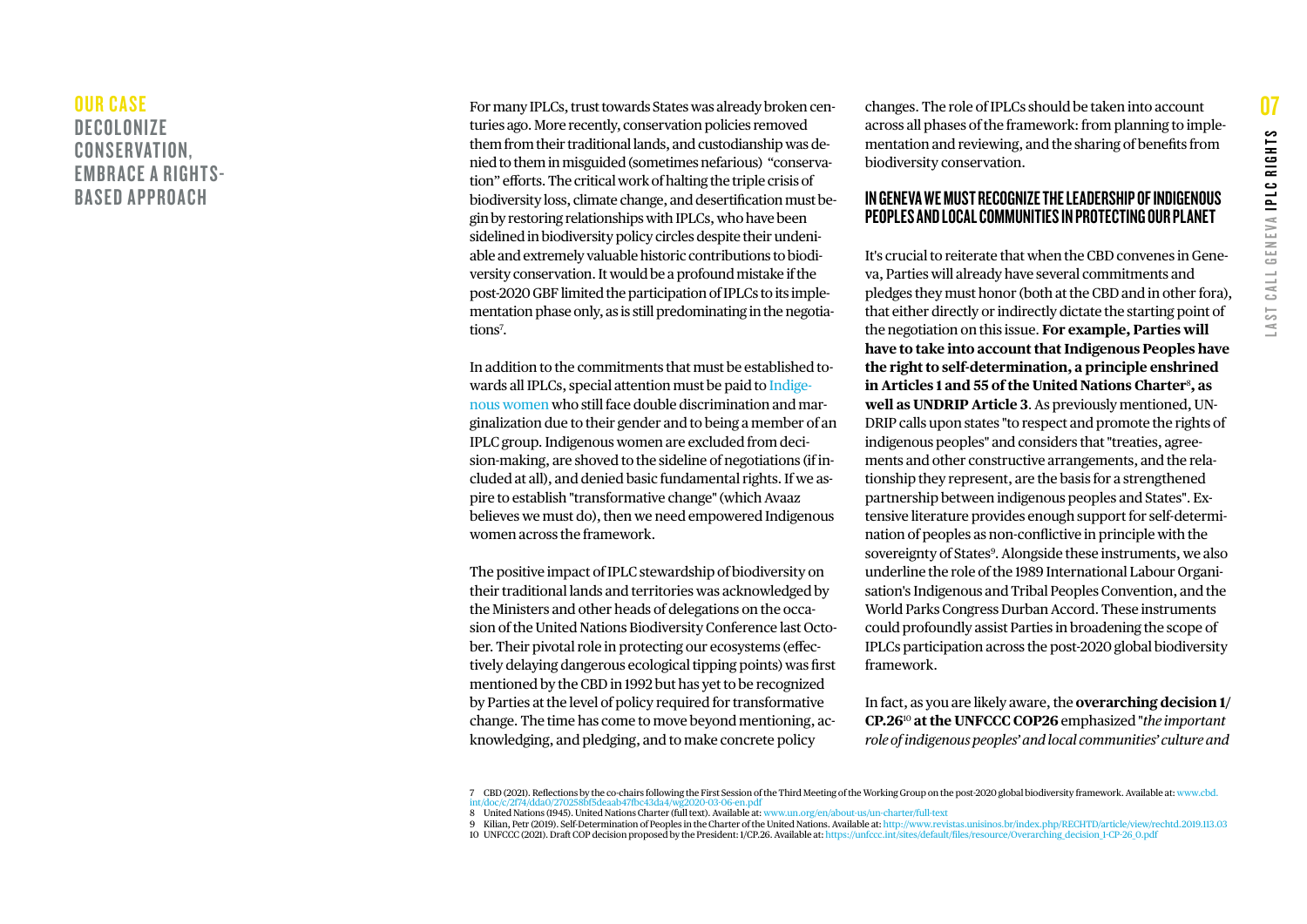## OUR CASE
## DECOLONIZE CONSERVATION, EMBRACE A RIGHTS-BASED APPROACH

For many IPLCs, trust towards States was already broken centuries ago. More recently, conservation policies removed them from their traditional lands, and custodianship was denied to them in misguided (sometimes nefarious) "conservation" efforts. The critical work of halting the triple crisis of biodiversity loss, climate change, and desertification must begin by restoring relationships with IPLCs, who have been sidelined in biodiversity policy circles despite their undeniable and extremely valuable historic contributions to biodiversity conservation. It would be a profound mistake if the post-2020 GBF limited the participation of IPLCs to its implementation phase only, as is still predominating in the negotiations[7].

In addition to the commitments that must be established towards all IPLCs, special attention must be paid to Indigenous women who still face double discrimination and marginalization due to their gender and to being a member of an IPLC group. Indigenous women are excluded from decision-making, are shoved to the sideline of negotiations (if included at all), and denied basic fundamental rights. If we aspire to establish "transformative change" (which Avaaz believes we must do), then we need empowered Indigenous women across the framework.

The positive impact of IPLC stewardship of biodiversity on their traditional lands and territories was acknowledged by the Ministers and other heads of delegations on the occasion of the United Nations Biodiversity Conference last October. Their pivotal role in protecting our ecosystems (effectively delaying dangerous ecological tipping points) was first mentioned by the CBD in 1992 but has yet to be recognized by Parties at the level of policy required for transformative change. The time has come to move beyond mentioning, acknowledging, and pledging, and to make concrete policy changes. The role of IPLCs should be taken into account across all phases of the framework: from planning to implementation and reviewing, and the sharing of benefits from biodiversity conservation.

### IN GENEVA WE MUST RECOGNIZE THE LEADERSHIP OF INDIGENOUS PEOPLES AND LOCAL COMMUNITIES IN PROTECTING OUR PLANET

It's crucial to reiterate that when the CBD convenes in Geneva, Parties will already have several commitments and pledges they must honor (both at the CBD and in other fora), that either directly or indirectly dictate the starting point of the negotiation on this issue. **For example, Parties will have to take into account that Indigenous Peoples have the right to self-determination, a principle enshrined in Articles 1 and 55 of the United Nations Charter[8], as well as UNDRIP Article 3**. As previously mentioned, UNDRIP calls upon states "to respect and promote the rights of indigenous peoples" and considers that "treaties, agreements and other constructive arrangements, and the relationship they represent, are the basis for a strengthened partnership between indigenous peoples and States". Extensive literature provides enough support for self-determination of peoples as non-conflictive in principle with the sovereignty of States[9]. Alongside these instruments, we also underline the role of the 1989 International Labour Organisation's Indigenous and Tribal Peoples Convention, and the World Parks Congress Durban Accord. These instruments could profoundly assist Parties in broadening the scope of IPLCs participation across the post-2020 global biodiversity framework.

In fact, as you are likely aware, the **overarching decision 1/CP.26[10] at the UNFCCC COP26** emphasized "*the important role of indigenous peoples' and local communities' culture and*

---

7 CBD (2021). Reflections by the co-chairs following the First Session of the Third Meeting of the Working Group on the post-2020 global biodiversity framework. Available at: www.cbd.int/doc/c/2f74/dda0/270258bf5deaab47fbc43da4/wg2020-03-06-en.pdf

8 United Nations (1945). United Nations Charter (full text). Available at: www.un.org/en/about-us/un-charter/full-text

9 Kilian, Petr (2019). Self-Determination of Peoples in the Charter of the United Nations. Available at: http://www.revistas.unisinos.br/index.php/RECHTD/article/view/rechtd.2019.113.03

10 UNFCCC (2021). Draft COP decision proposed by the President: 1/CP.26. Available at: https://unfccc.int/sites/default/files/resource/Overarching_decision_1-CP-26_0.pdf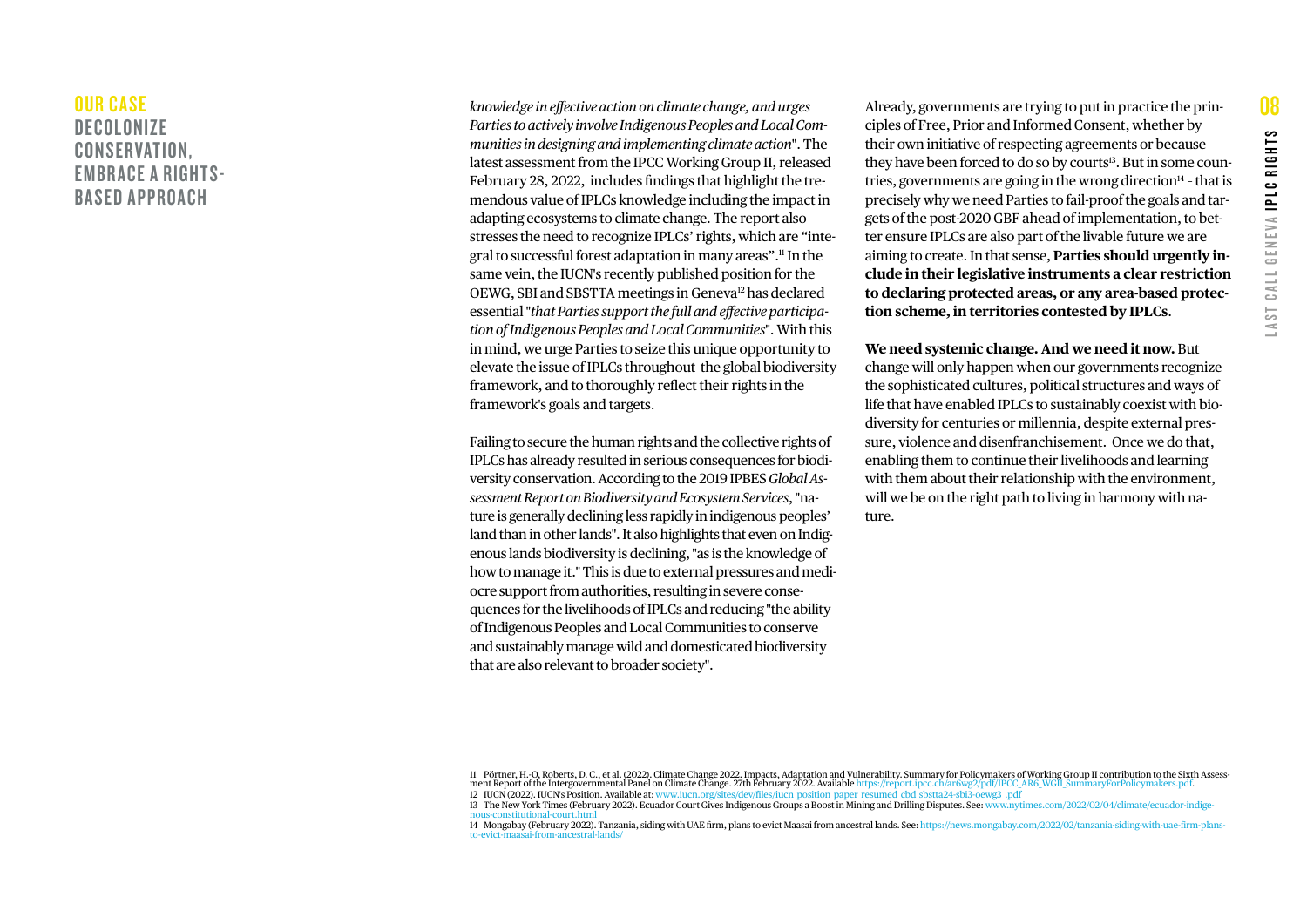## OUR CASE
## DECOLONIZE CONSERVATION, EMBRACE A RIGHTS-BASED APPROACH

*knowledge in effective action on climate change, and urges Parties to actively involve Indigenous Peoples and Local Communities in designing and implementing climate action*". The latest assessment from the IPCC Working Group II, released February 28, 2022, includes findings that highlight the tremendous value of IPLCs knowledge including the impact in adapting ecosystems to climate change. The report also stresses the need to recognize IPLCs' rights, which are "integral to successful forest adaptation in many areas".[11] In the same vein, the IUCN's recently published position for the OEWG, SBI and SBSTTA meetings in Geneva[12] has declared essential "*that Parties support the full and effective participation of Indigenous Peoples and Local Communities*". With this in mind, we urge Parties to seize this unique opportunity to elevate the issue of IPLCs throughout the global biodiversity framework, and to thoroughly reflect their rights in the framework's goals and targets.

Failing to secure the human rights and the collective rights of IPLCs has already resulted in serious consequences for biodiversity conservation. According to the 2019 IPBES *Global Assessment Report on Biodiversity and Ecosystem Services*, "nature is generally declining less rapidly in indigenous peoples' land than in other lands". It also highlights that even on Indigenous lands biodiversity is declining, "as is the knowledge of how to manage it." This is due to external pressures and mediocre support from authorities, resulting in severe consequences for the livelihoods of IPLCs and reducing "the ability of Indigenous Peoples and Local Communities to conserve and sustainably manage wild and domesticated biodiversity that are also relevant to broader society".

Already, governments are trying to put in practice the principles of Free, Prior and Informed Consent, whether by their own initiative of respecting agreements or because they have been forced to do so by courts[13]. But in some countries, governments are going in the wrong direction[14] – that is precisely why we need Parties to fail-proof the goals and targets of the post-2020 GBF ahead of implementation, to better ensure IPLCs are also part of the livable future we are aiming to create. In that sense, **Parties should urgently include in their legislative instruments a clear restriction to declaring protected areas, or any area-based protection scheme, in territories contested by IPLCs**.

**We need systemic change. And we need it now.** But change will only happen when our governments recognize the sophisticated cultures, political structures and ways of life that have enabled IPLCs to sustainably coexist with biodiversity for centuries or millennia, despite external pressure, violence and disenfranchisement. Once we do that, enabling them to continue their livelihoods and learning with them about their relationship with the environment, will we be on the right path to living in harmony with nature.

11 Pörtner, H.-O, Roberts, D. C., et al. (2022). Climate Change 2022. Impacts, Adaptation and Vulnerability. Summary for Policymakers of Working Group II contribution to the Sixth Assessment Report of the Intergovernmental Panel on Climate Change. 27th February 2022. Available https://report.ipcc.ch/ar6wg2/pdf/IPCC_AR6_WGII_SummaryForPolicymakers.pdf.

12 IUCN (2022). IUCN's Position. Available at: www.iucn.org/sites/dev/files/iucn_position_paper_resumed_cbd_sbstta24-sbi3-oewg3_.pdf

13 The New York Times (February 2022). Ecuador Court Gives Indigenous Groups a Boost in Mining and Drilling Disputes. See: www.nytimes.com/2022/02/04/climate/ecuador-indigenous-constitutional-court.html

14 Mongabay (February 2022). Tanzania, siding with UAE firm, plans to evict Maasai from ancestral lands. See: https://news.mongabay.com/2022/02/tanzania-siding-with-uae-firm-plans-to-evict-maasai-from-ancestral-lands/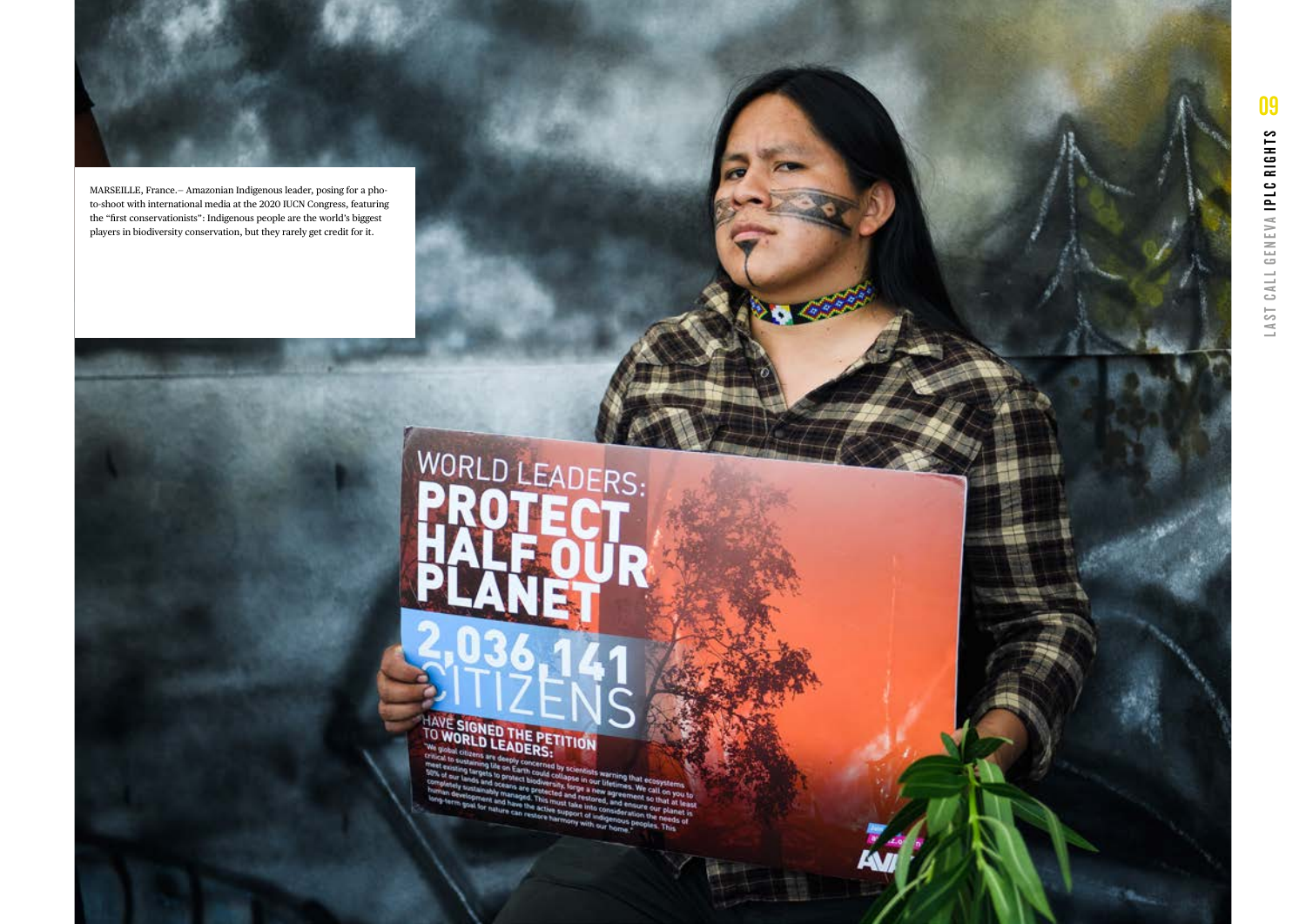MARSEILLE, France.– Amazonian Indigenous leader, posing for a photo-shoot with international media at the 2020 IUCN Congress, featuring the "first conservationists": Indigenous people are the world's biggest players in biodiversity conservation, but they rarely get credit for it.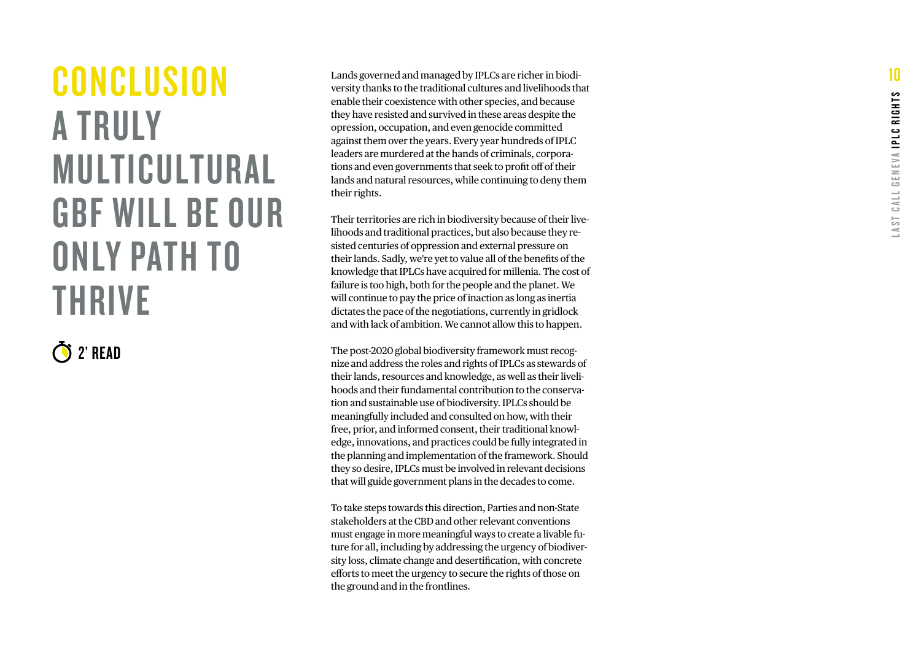# CONCLUSION

## A TRULY MULTICULTURAL GBF WILL BE OUR ONLY PATH TO THRIVE

2' READ

Lands governed and managed by IPLCs are richer in biodiversity thanks to the traditional cultures and livelihoods that enable their coexistence with other species, and because they have resisted and survived in these areas despite the opression, occupation, and even genocide committed against them over the years. Every year hundreds of IPLC leaders are murdered at the hands of criminals, corporations and even governments that seek to profit off of their lands and natural resources, while continuing to deny them their rights.

Their territories are rich in biodiversity because of their livelihoods and traditional practices, but also because they resisted centuries of oppression and external pressure on their lands. Sadly, we're yet to value all of the benefits of the knowledge that IPLCs have acquired for millenia. The cost of failure is too high, both for the people and the planet. We will continue to pay the price of inaction as long as inertia dictates the pace of the negotiations, currently in gridlock and with lack of ambition. We cannot allow this to happen.

The post-2020 global biodiversity framework must recognize and address the roles and rights of IPLCs as stewards of their lands, resources and knowledge, as well as their livelihoods and their fundamental contribution to the conservation and sustainable use of biodiversity. IPLCs should be meaningfully included and consulted on how, with their free, prior, and informed consent, their traditional knowledge, innovations, and practices could be fully integrated in the planning and implementation of the framework. Should they so desire, IPLCs must be involved in relevant decisions that will guide government plans in the decades to come.

To take steps towards this direction, Parties and non-State stakeholders at the CBD and other relevant conventions must engage in more meaningful ways to create a livable future for all, including by addressing the urgency of biodiversity loss, climate change and desertification, with concrete efforts to meet the urgency to secure the rights of those on the ground and in the frontlines.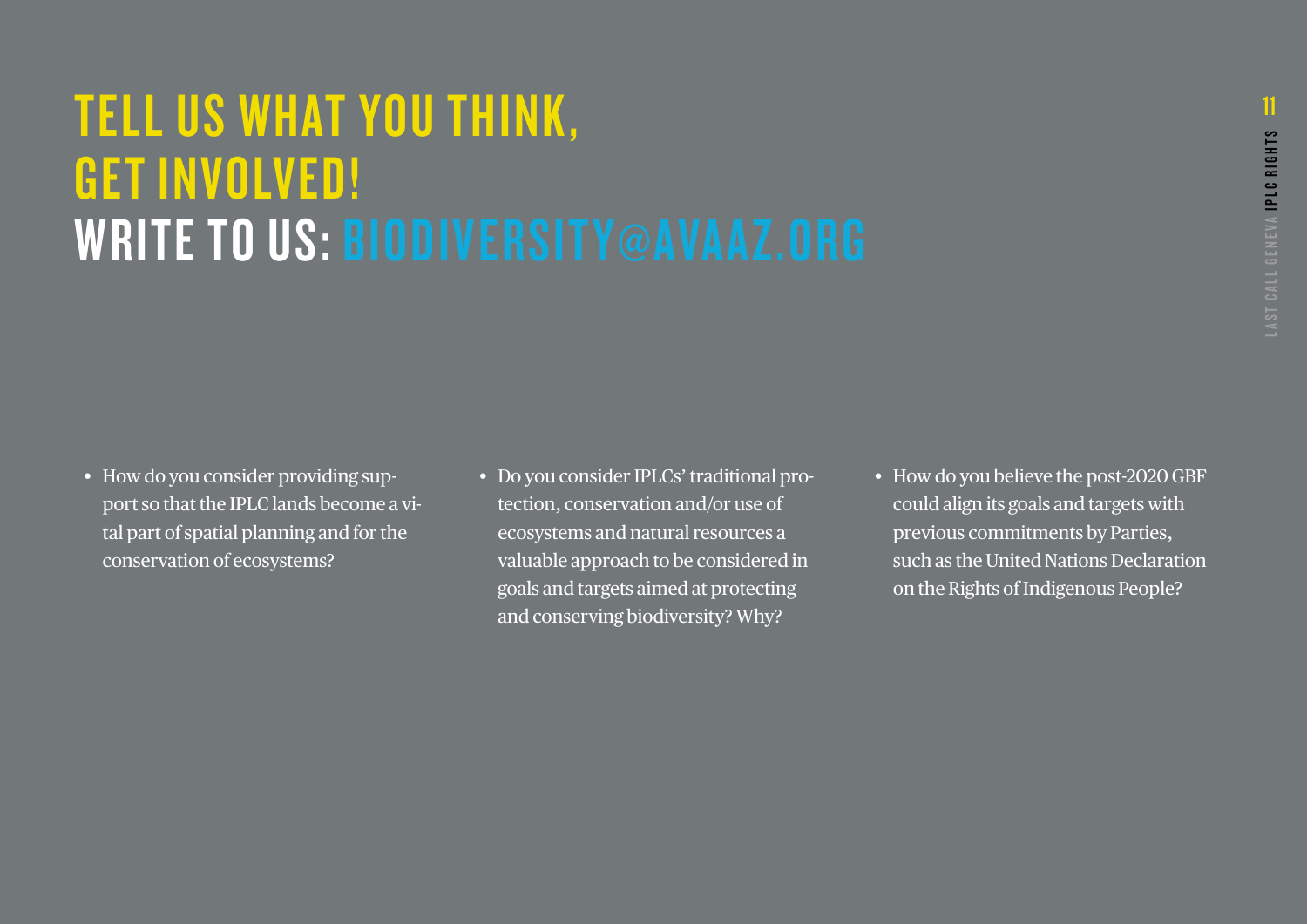# TELL US WHAT YOU THINK, GET INVOLVED!
# WRITE TO US: BIODIVERSITY@AVAAZ.ORG

- How do you consider providing support so that the IPLC lands become a vital part of spatial planning and for the conservation of ecosystems?

- Do you consider IPLCs' traditional protection, conservation and/or use of ecosystems and natural resources a valuable approach to be considered in goals and targets aimed at protecting and conserving biodiversity? Why?

- How do you believe the post-2020 GBF could align its goals and targets with previous commitments by Parties, such as the United Nations Declaration on the Rights of Indigenous People?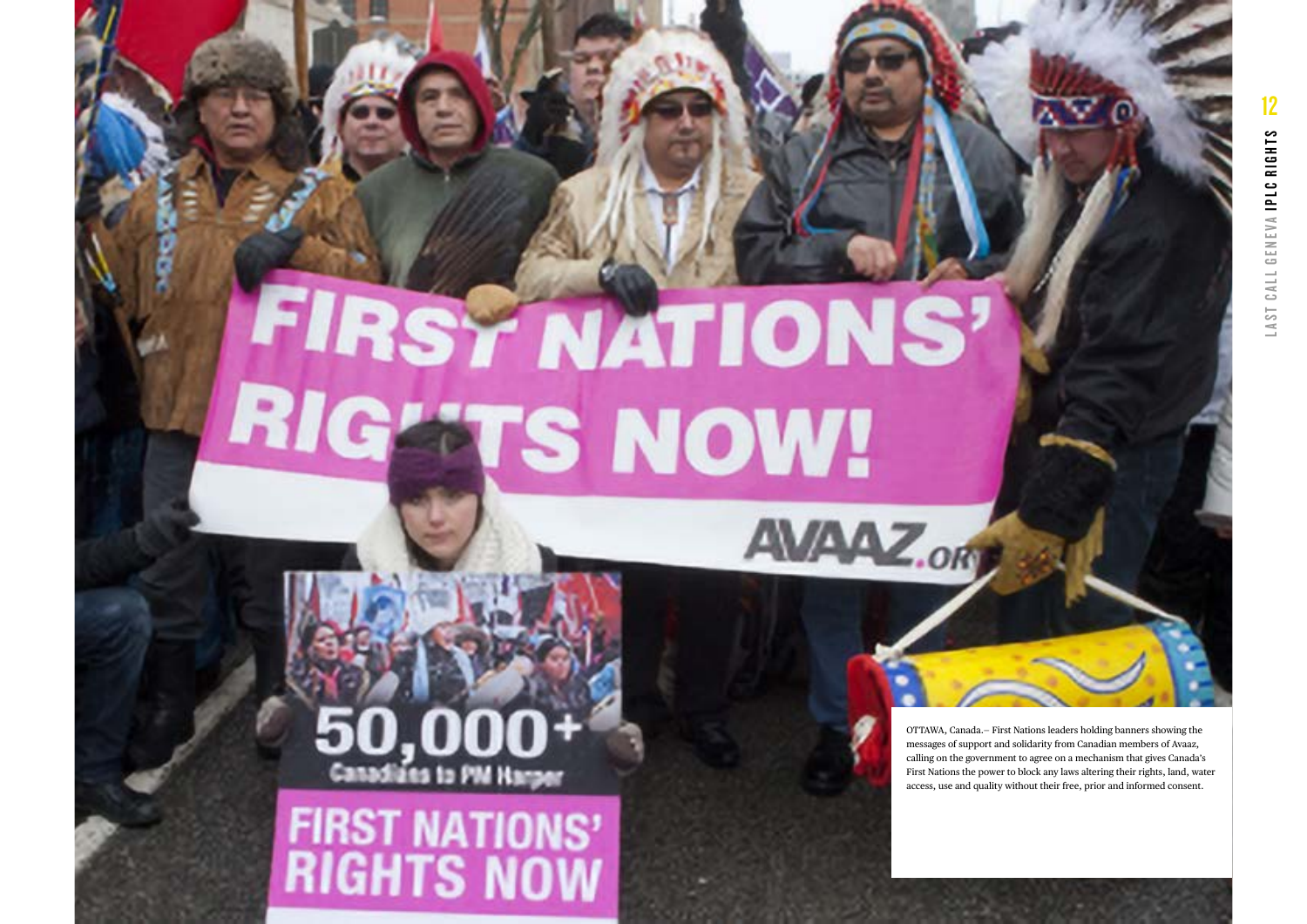OTTAWA, Canada.– First Nations leaders holding banners showing the messages of support and solidarity from Canadian members of Avaaz, calling on the government to agree on a mechanism that gives Canada's First Nations the power to block any laws altering their rights, land, water access, use and quality without their free, prior and informed consent.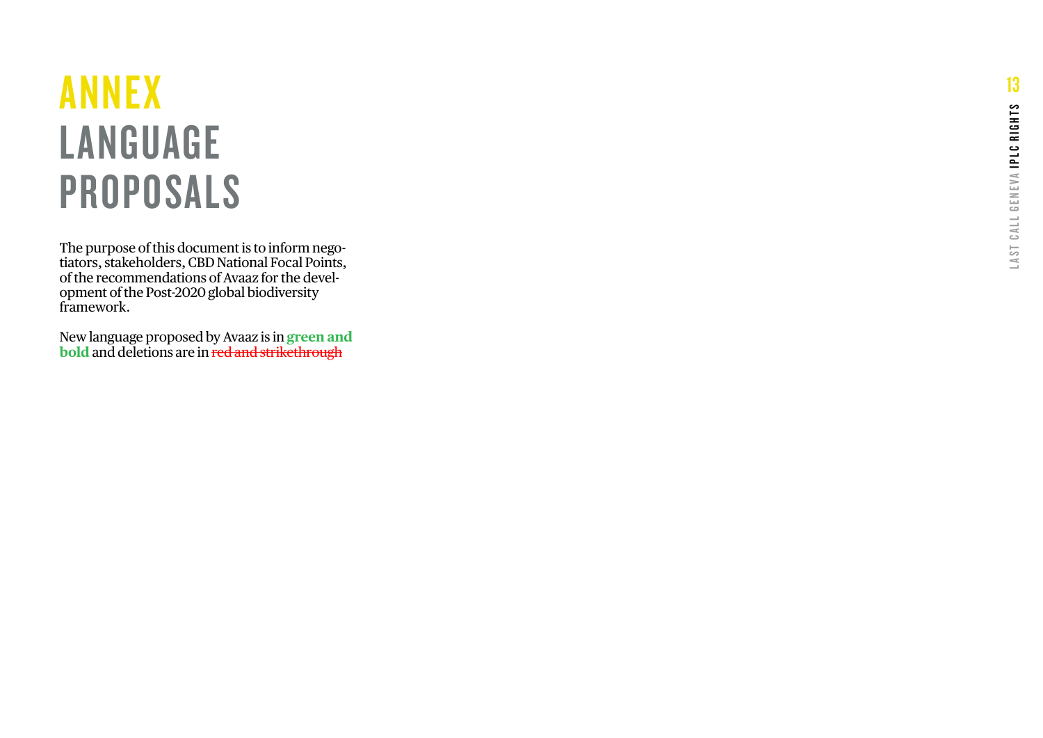# ANNEX
# LANGUAGE PROPOSALS

The purpose of this document is to inform negotiators, stakeholders, CBD National Focal Points, of the recommendations of Avaaz for the development of the Post-2020 global biodiversity framework.

New language proposed by Avaaz is in **green and bold** and deletions are in ~~red and strikethrough~~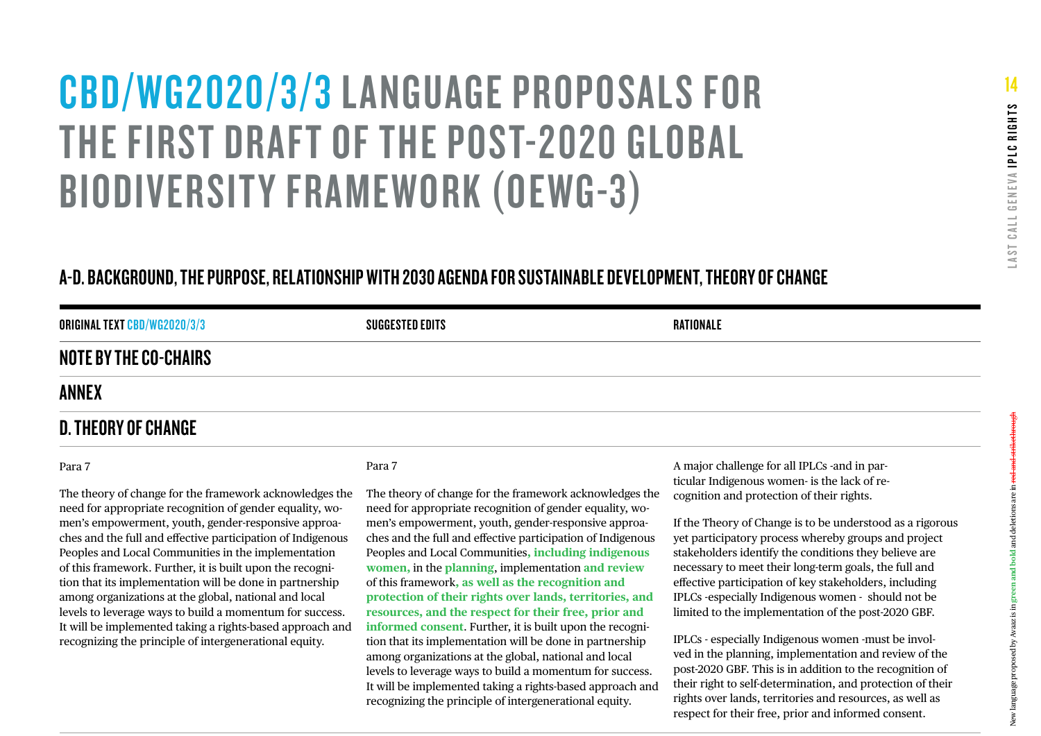# CBD/WG2020/3/3 LANGUAGE PROPOSALS FOR THE FIRST DRAFT OF THE POST-2020 GLOBAL BIODIVERSITY FRAMEWORK (OEWG-3)

## A-D. BACKGROUND, THE PURPOSE, RELATIONSHIP WITH 2030 AGENDA FOR SUSTAINABLE DEVELOPMENT, THEORY OF CHANGE

| ORIGINAL TEXT CBD/WG2020/3/3 | SUGGESTED EDITS | RATIONALE |
|---|---|---|
| **NOTE BY THE CO-CHAIRS** | | |
| **ANNEX** | | |
| **D. THEORY OF CHANGE** | | |
| Para 7<br><br>The theory of change for the framework acknowledges the need for appropriate recognition of gender equality, women's empowerment, youth, gender-responsive approaches and the full and effective participation of Indigenous Peoples and Local Communities in the implementation of this framework. Further, it is built upon the recognition that its implementation will be done in partnership among organizations at the global, national and local levels to leverage ways to build a momentum for success. It will be implemented taking a rights-based approach and recognizing the principle of intergenerational equity. | Para 7<br><br>The theory of change for the framework acknowledges the need for appropriate recognition of gender equality, women's empowerment, youth, gender-responsive approaches and the full and effective participation of Indigenous Peoples and Local Communities**, including indigenous women,** in the **planning**, implementation **and review** of this framework**, as well as the recognition and protection of their rights over lands, territories, and resources, and the respect for their free, prior and informed consent**. Further, it is built upon the recognition that its implementation will be done in partnership among organizations at the global, national and local levels to leverage ways to build a momentum for success. It will be implemented taking a rights-based approach and recognizing the principle of intergenerational equity. | A major challenge for all IPLCs -and in particular Indigenous women- is the lack of recognition and protection of their rights.<br><br>If the Theory of Change is to be understood as a rigorous yet participatory process whereby groups and project stakeholders identify the conditions they believe are necessary to meet their long-term goals, the full and effective participation of key stakeholders, including IPLCs -especially Indigenous women - should not be limited to the implementation of the post-2020 GBF.<br><br>IPLCs - especially Indigenous women -must be involved in the planning, implementation and review of the post-2020 GBF. This is in addition to the recognition of their right to self-determination, and protection of their rights over lands, territories and resources, as well as respect for their free, prior and informed consent. |

New language proposed by Avaaz is in **green and bold** and deletions are in ~~red and strikethrough~~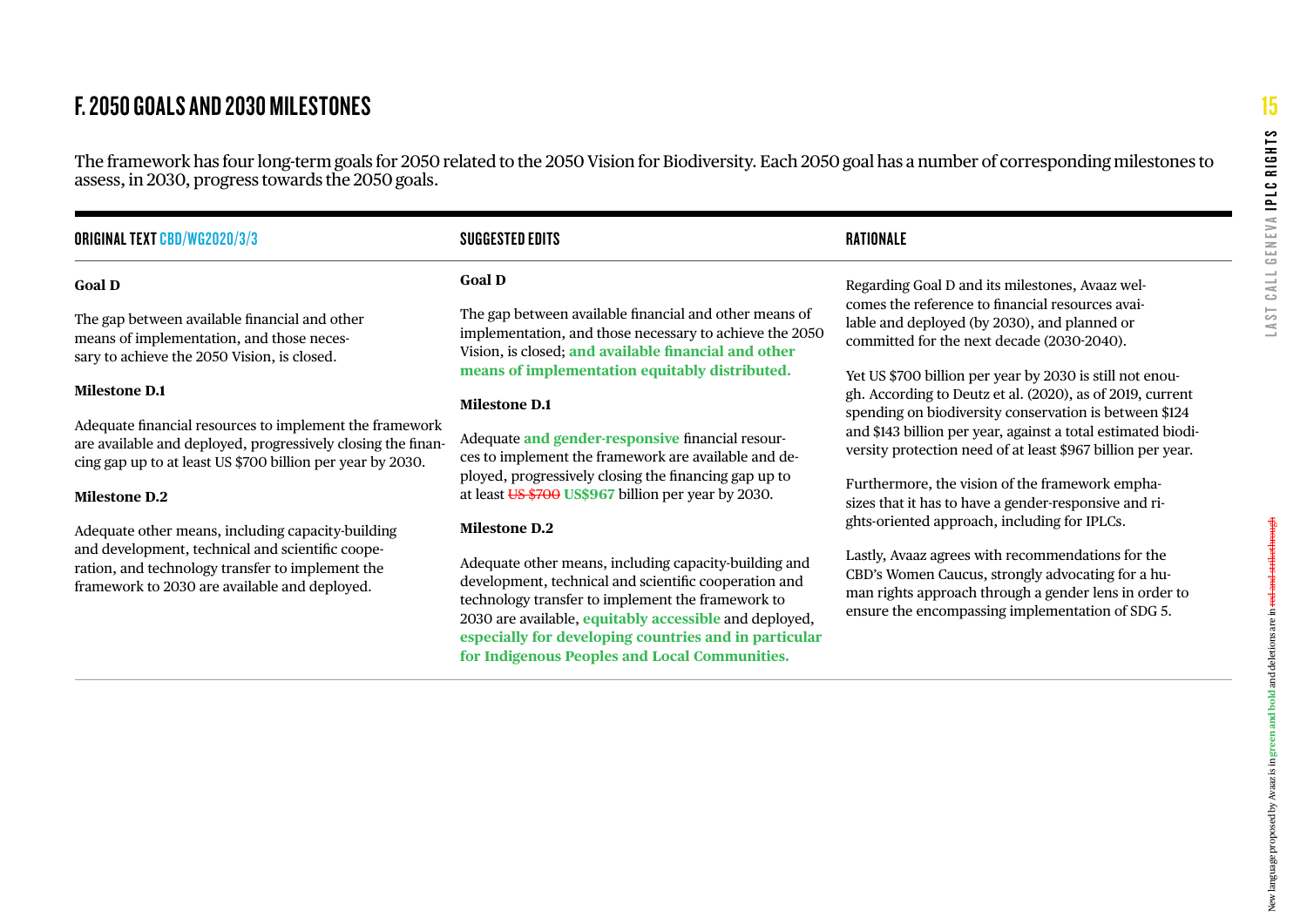## F. 2050 GOALS AND 2030 MILESTONES

The framework has four long-term goals for 2050 related to the 2050 Vision for Biodiversity. Each 2050 goal has a number of corresponding milestones to assess, in 2030, progress towards the 2050 goals.

| ORIGINAL TEXT CBD/WG2020/3/3 | SUGGESTED EDITS | RATIONALE |
|---|---|---|
| **Goal D**<br><br>The gap between available financial and other means of implementation, and those necessary to achieve the 2050 Vision, is closed.<br><br>**Milestone D.1**<br><br>Adequate financial resources to implement the framework are available and deployed, progressively closing the financing gap up to at least US $700 billion per year by 2030.<br><br>**Milestone D.2**<br><br>Adequate other means, including capacity-building and development, technical and scientific cooperation, and technology transfer to implement the framework to 2030 are available and deployed. | **Goal D**<br><br>The gap between available financial and other means of implementation, and those necessary to achieve the 2050 Vision, is closed; **and available financial and other means of implementation equitably distributed.**<br><br>**Milestone D.1**<br><br>Adequate **and gender-responsive** financial resources to implement the framework are available and deployed, progressively closing the financing gap up to at least ~~US $700~~ **US$967** billion per year by 2030.<br><br>**Milestone D.2**<br><br>Adequate other means, including capacity-building and development, technical and scientific cooperation and technology transfer to implement the framework to 2030 are available, **equitably accessible** and deployed, **especially for developing countries and in particular for Indigenous Peoples and Local Communities.** | Regarding Goal D and its milestones, Avaaz welcomes the reference to financial resources available and deployed (by 2030), and planned or committed for the next decade (2030-2040).<br><br>Yet US $700 billion per year by 2030 is still not enough. According to Deutz et al. (2020), as of 2019, current spending on biodiversity conservation is between $124 and $143 billion per year, against a total estimated biodiversity protection need of at least $967 billion per year.<br><br>Furthermore, the vision of the framework emphasizes that it has to have a gender-responsive and rights-oriented approach, including for IPLCs.<br><br>Lastly, Avaaz agrees with recommendations for the CBD's Women Caucus, strongly advocating for a human rights approach through a gender lens in order to ensure the encompassing implementation of SDG 5. |

New language proposed by Avaaz is in **green and bold** and deletions are in ~~red and strikethrough~~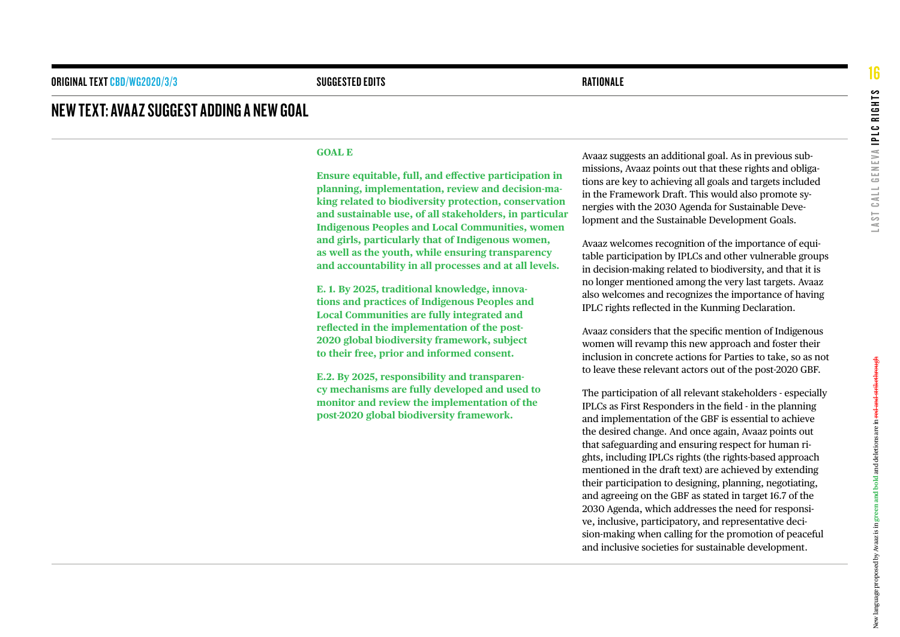| ORIGINAL TEXT CBD/WG2020/3/3 | SUGGESTED EDITS | RATIONALE |
|---|---|---|

## NEW TEXT: AVAAZ SUGGEST ADDING A NEW GOAL

| | | |
|---|---|---|
| | **GOAL E**<br><br>**Ensure equitable, full, and effective participation in planning, implementation, review and decision-making related to biodiversity protection, conservation and sustainable use, of all stakeholders, in particular Indigenous Peoples and Local Communities, women and girls, particularly that of Indigenous women, as well as the youth, while ensuring transparency and accountability in all processes and at all levels.**<br><br>**E. 1. By 2025, traditional knowledge, innovations and practices of Indigenous Peoples and Local Communities are fully integrated and reflected in the implementation of the post-2020 global biodiversity framework, subject to their free, prior and informed consent.**<br><br>**E.2. By 2025, responsibility and transparency mechanisms are fully developed and used to monitor and review the implementation of the post-2020 global biodiversity framework.** | Avaaz suggests an additional goal. As in previous submissions, Avaaz points out that these rights and obligations are key to achieving all goals and targets included in the Framework Draft. This would also promote synergies with the 2030 Agenda for Sustainable Development and the Sustainable Development Goals.<br><br>Avaaz welcomes recognition of the importance of equitable participation by IPLCs and other vulnerable groups in decision-making related to biodiversity, and that it is no longer mentioned among the very last targets. Avaaz also welcomes and recognizes the importance of having IPLC rights reflected in the Kunming Declaration.<br><br>Avaaz considers that the specific mention of Indigenous women will revamp this new approach and foster their inclusion in concrete actions for Parties to take, so as not to leave these relevant actors out of the post-2020 GBF.<br><br>The participation of all relevant stakeholders - especially IPLCs as First Responders in the field - in the planning and implementation of the GBF is essential to achieve the desired change. And once again, Avaaz points out that safeguarding and ensuring respect for human rights, including IPLCs rights (the rights-based approach mentioned in the draft text) are achieved by extending their participation to designing, planning, negotiating, and agreeing on the GBF as stated in target 16.7 of the 2030 Agenda, which addresses the need for responsive, inclusive, participatory, and representative decision-making when calling for the promotion of peaceful and inclusive societies for sustainable development. |

New language proposed by Avaaz is in **green and bold** and deletions are in ~~red and strikethrough~~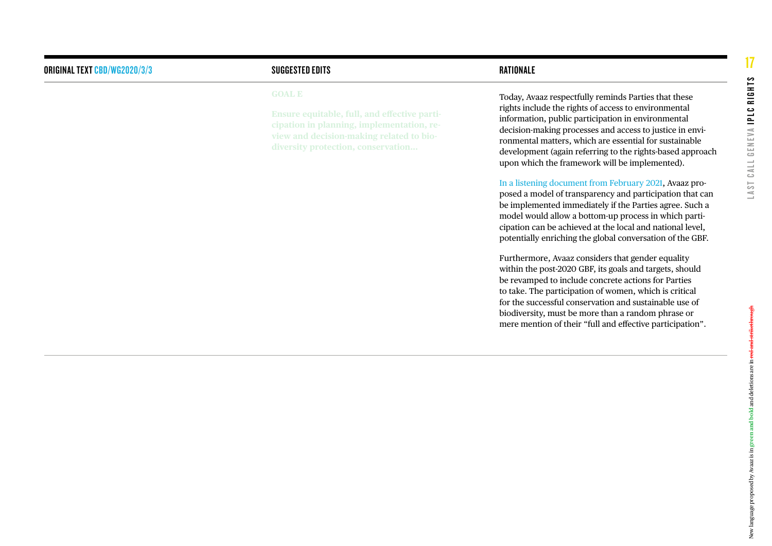| ORIGINAL TEXT CBD/WG2020/3/3 | SUGGESTED EDITS | RATIONALE |
| --- | --- | --- |
| | **GOAL E**<br><br>**Ensure equitable, full, and effective participation in planning, implementation, review and decision-making related to biodiversity protection, conservation...** | Today, Avaaz respectfully reminds Parties that these rights include the rights of access to environmental information, public participation in environmental decision-making processes and access to justice in environmental matters, which are essential for sustainable development (again referring to the rights-based approach upon which the framework will be implemented).<br><br>In a listening document from February 2021, Avaaz proposed a model of transparency and participation that can be implemented immediately if the Parties agree. Such a model would allow a bottom-up process in which participation can be achieved at the local and national level, potentially enriching the global conversation of the GBF.<br><br>Furthermore, Avaaz considers that gender equality within the post-2020 GBF, its goals and targets, should be revamped to include concrete actions for Parties to take. The participation of women, which is critical for the successful conservation and sustainable use of biodiversity, must be more than a random phrase or mere mention of their "full and effective participation". |

New language proposed by Avaaz is in **green and bold** and deletions are in ~~red and strikethrough~~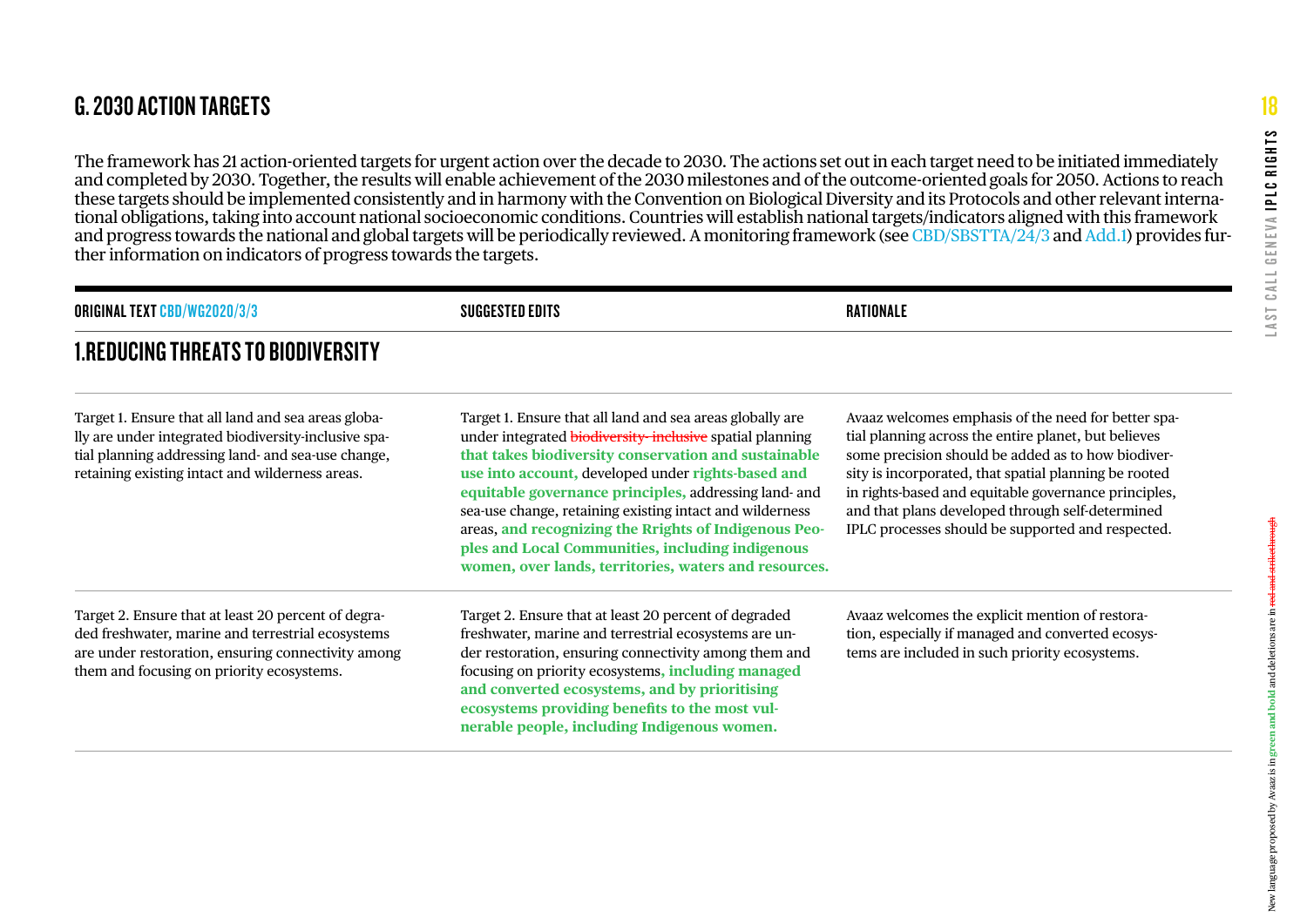## G. 2030 ACTION TARGETS

The framework has 21 action-oriented targets for urgent action over the decade to 2030. The actions set out in each target need to be initiated immediately and completed by 2030. Together, the results will enable achievement of the 2030 milestones and of the outcome-oriented goals for 2050. Actions to reach these targets should be implemented consistently and in harmony with the Convention on Biological Diversity and its Protocols and other relevant international obligations, taking into account national socioeconomic conditions. Countries will establish national targets/indicators aligned with this framework and progress towards the national and global targets will be periodically reviewed. A monitoring framework (see CBD/SBSTTA/24/3 and Add.1) provides further information on indicators of progress towards the targets.

| ORIGINAL TEXT CBD/WG2020/3/3 | SUGGESTED EDITS | RATIONALE |
|---|---|---|
| **1.REDUCING THREATS TO BIODIVERSITY** | | |
| Target 1. Ensure that all land and sea areas globally are under integrated biodiversity-inclusive spatial planning addressing land- and sea-use change, retaining existing intact and wilderness areas. | Target 1. Ensure that all land and sea areas globally are under integrated ~~biodiversity- inclusive~~ spatial planning **that takes biodiversity conservation and sustainable use into account,** developed under **rights-based and equitable governance principles,** addressing land- and sea-use change, retaining existing intact and wilderness areas, **and recognizing the Rrights of Indigenous Peoples and Local Communities, including indigenous women, over lands, territories, waters and resources.** | Avaaz welcomes emphasis of the need for better spatial planning across the entire planet, but believes some precision should be added as to how biodiversity is incorporated, that spatial planning be rooted in rights-based and equitable governance principles, and that plans developed through self-determined IPLC processes should be supported and respected. |
| Target 2. Ensure that at least 20 percent of degraded freshwater, marine and terrestrial ecosystems are under restoration, ensuring connectivity among them and focusing on priority ecosystems. | Target 2. Ensure that at least 20 percent of degraded freshwater, marine and terrestrial ecosystems are under restoration, ensuring connectivity among them and focusing on priority ecosystems**, including managed and converted ecosystems, and by prioritising ecosystems providing benefits to the most vulnerable people, including Indigenous women.** | Avaaz welcomes the explicit mention of restoration, especially if managed and converted ecosystems are included in such priority ecosystems. |

New language proposed by Avaaz is in **green and bold** and deletions are in ~~red and strikethrough~~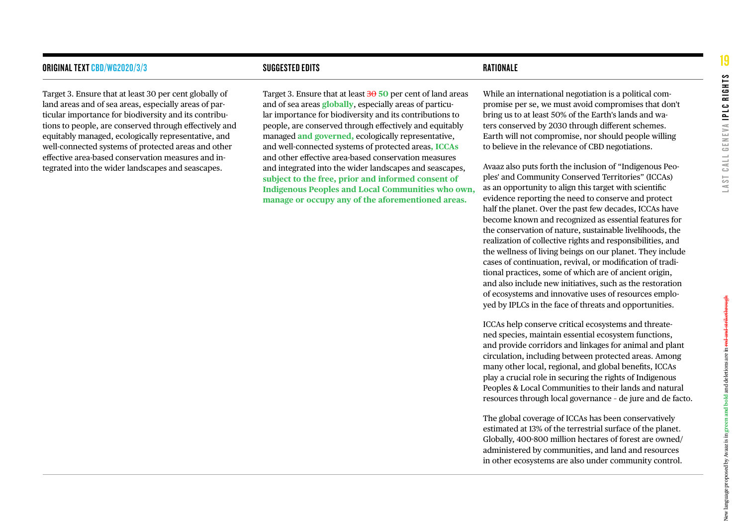| ORIGINAL TEXT CBD/WG2020/3/3 | SUGGESTED EDITS | RATIONALE |
|---|---|---|
| Target 3. Ensure that at least 30 per cent globally of land areas and of sea areas, especially areas of particular importance for biodiversity and its contributions to people, are conserved through effectively and equitably managed, ecologically representative, and well-connected systems of protected areas and other effective area-based conservation measures and integrated into the wider landscapes and seascapes. | Target 3. Ensure that at least ~~30~~ **50** per cent of land areas and of sea areas **globally**, especially areas of particular importance for biodiversity and its contributions to people, are conserved through effectively and equitably managed **and governed,** ecologically representative, and well-connected systems of protected areas**, ICCAs** and other effective area-based conservation measures and integrated into the wider landscapes and seascapes, **subject to the free, prior and informed consent of Indigenous Peoples and Local Communities who own, manage or occupy any of the aforementioned areas.** | While an international negotiation is a political compromise per se, we must avoid compromises that don't bring us to at least 50% of the Earth's lands and waters conserved by 2030 through different schemes. Earth will not compromise, nor should people willing to believe in the relevance of CBD negotiations.<br><br>Avaaz also puts forth the inclusion of "Indigenous Peoples' and Community Conserved Territories" (ICCAs) as an opportunity to align this target with scientific evidence reporting the need to conserve and protect half the planet. Over the past few decades, ICCAs have become known and recognized as essential features for the conservation of nature, sustainable livelihoods, the realization of collective rights and responsibilities, and the wellness of living beings on our planet. They include cases of continuation, revival, or modification of traditional practices, some of which are of ancient origin, and also include new initiatives, such as the restoration of ecosystems and innovative uses of resources employed by IPLCs in the face of threats and opportunities.<br><br>ICCAs help conserve critical ecosystems and threatened species, maintain essential ecosystem functions, and provide corridors and linkages for animal and plant circulation, including between protected areas. Among many other local, regional, and global benefits, ICCAs play a crucial role in securing the rights of Indigenous Peoples & Local Communities to their lands and natural resources through local governance - de jure and de facto.<br><br>The global coverage of ICCAs has been conservatively estimated at 13% of the terrestrial surface of the planet. Globally, 400-800 million hectares of forest are owned/administered by communities, and land and resources in other ecosystems are also under community control. |

New language proposed by Avaaz is in **green and bold** and deletions are in ~~red and strikethrough~~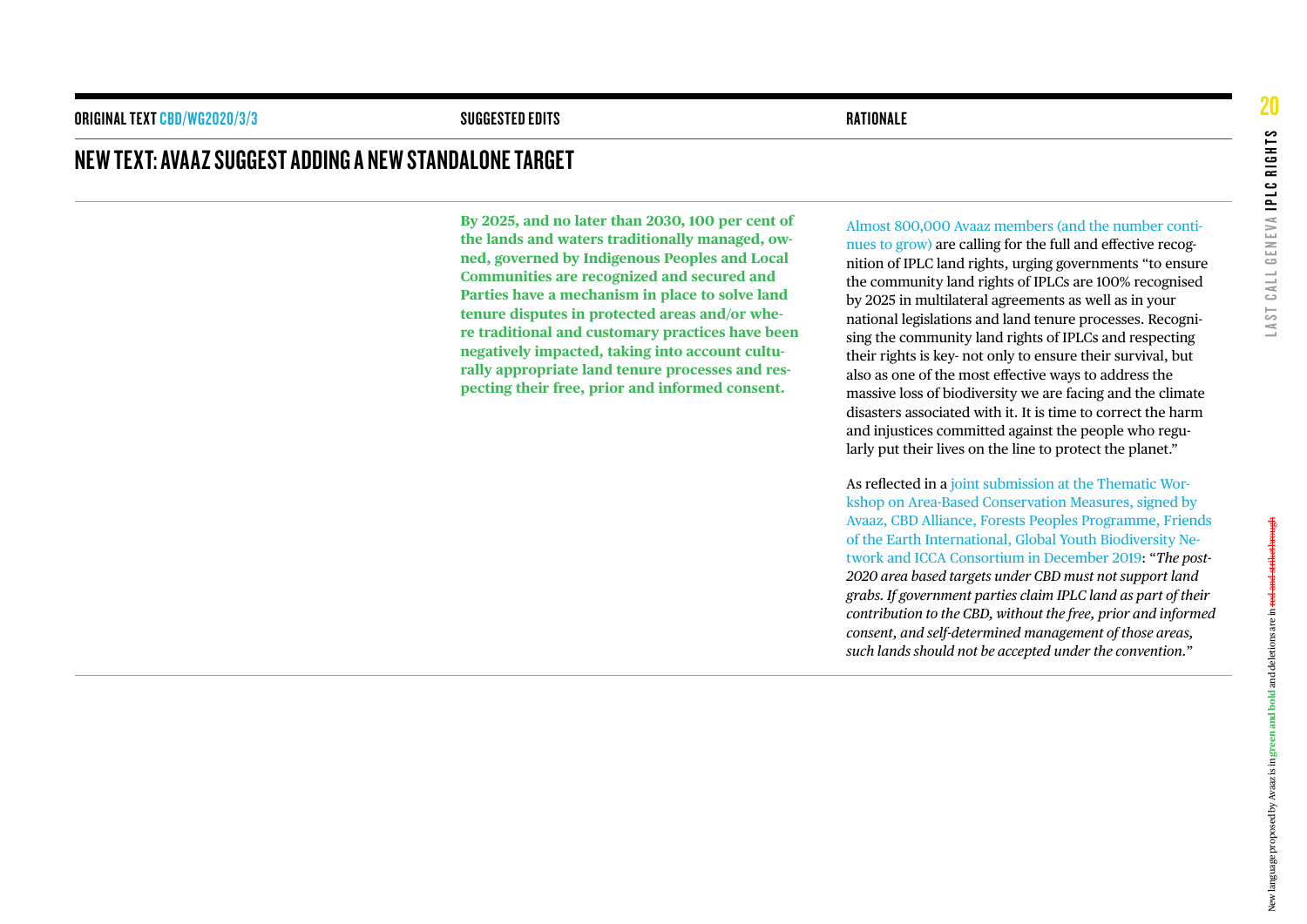| ORIGINAL TEXT CBD/WG2020/3/3 | SUGGESTED EDITS | RATIONALE |
|---|---|---|

## NEW TEXT: AVAAZ SUGGEST ADDING A NEW STANDALONE TARGET

| ORIGINAL TEXT | SUGGESTED EDITS | RATIONALE |
|---|---|---|
| | **By 2025, and no later than 2030, 100 per cent of the lands and waters traditionally managed, owned, governed by Indigenous Peoples and Local Communities are recognized and secured and Parties have a mechanism in place to solve land tenure disputes in protected areas and/or where traditional and customary practices have been negatively impacted, taking into account culturally appropriate land tenure processes and respecting their free, prior and informed consent.** | Almost 800,000 Avaaz members (and the number continues to grow) are calling for the full and effective recognition of IPLC land rights, urging governments "to ensure the community land rights of IPLCs are 100% recognised by 2025 in multilateral agreements as well as in your national legislations and land tenure processes. Recognising the community land rights of IPLCs and respecting their rights is key- not only to ensure their survival, but also as one of the most effective ways to address the massive loss of biodiversity we are facing and the climate disasters associated with it. It is time to correct the harm and injustices committed against the people who regularly put their lives on the line to protect the planet."<br><br>As reflected in a joint submission at the Thematic Workshop on Area-Based Conservation Measures, signed by Avaaz, CBD Alliance, Forests Peoples Programme, Friends of the Earth International, Global Youth Biodiversity Network and ICCA Consortium in December 2019: "*The post-2020 area based targets under CBD must not support land grabs. If government parties claim IPLC land as part of their contribution to the CBD, without the free, prior and informed consent, and self-determined management of those areas, such lands should not be accepted under the convention.*" |

New language proposed by Avaaz is in **green and bold** and deletions are in ~~red and strikethrough~~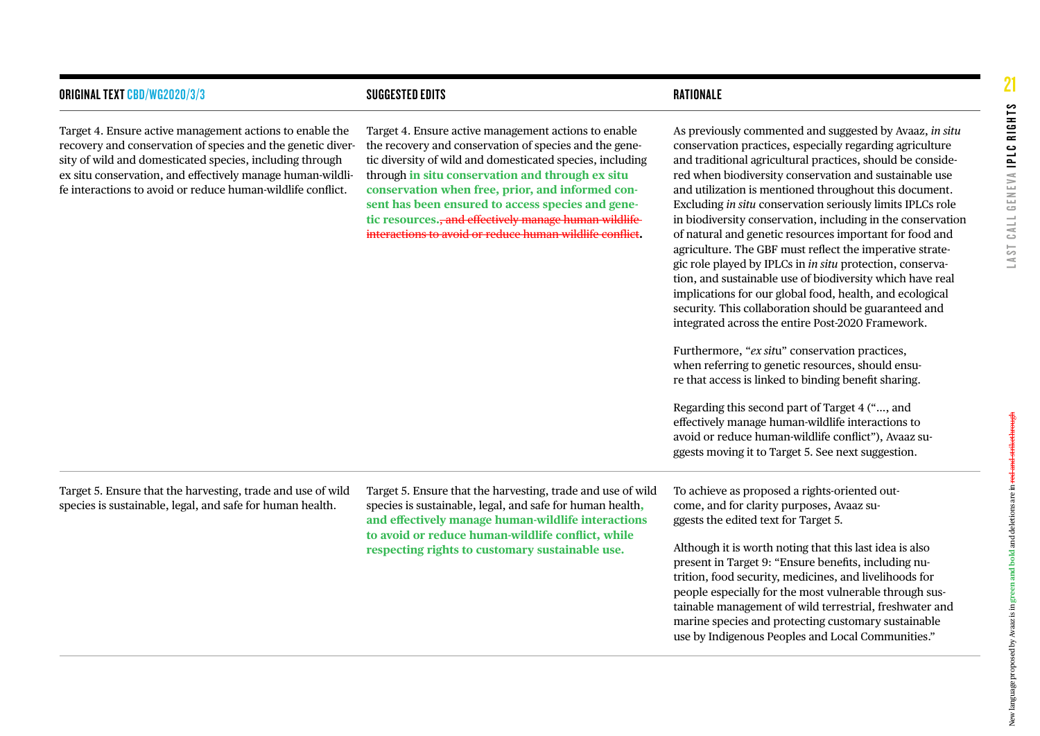| ORIGINAL TEXT CBD/WG2020/3/3 | SUGGESTED EDITS | RATIONALE |
|---|---|---|
| Target 4. Ensure active management actions to enable the recovery and conservation of species and the genetic diversity of wild and domesticated species, including through ex situ conservation, and effectively manage human-wildlife interactions to avoid or reduce human-wildlife conflict. | Target 4. Ensure active management actions to enable the recovery and conservation of species and the genetic diversity of wild and domesticated species, including through **in situ conservation and through ex situ conservation when free, prior, and informed consent has been ensured to access species and genetic resources.** ~~, and effectively manage human-wildlife interactions to avoid or reduce human-wildlife conflict~~. | As previously commented and suggested by Avaaz, *in situ* conservation practices, especially regarding agriculture and traditional agricultural practices, should be considered when biodiversity conservation and sustainable use and utilization is mentioned throughout this document. Excluding *in situ* conservation seriously limits IPLCs role in biodiversity conservation, including in the conservation of natural and genetic resources important for food and agriculture. The GBF must reflect the imperative strategic role played by IPLCs in *in situ* protection, conservation, and sustainable use of biodiversity which have real implications for our global food, health, and ecological security. This collaboration should be guaranteed and integrated across the entire Post-2020 Framework.<br><br>Furthermore, "*ex sit*u" conservation practices, when referring to genetic resources, should ensure that access is linked to binding benefit sharing.<br><br>Regarding this second part of Target 4 ("…, and effectively manage human-wildlife interactions to avoid or reduce human-wildlife conflict"), Avaaz suggests moving it to Target 5. See next suggestion. |
| Target 5. Ensure that the harvesting, trade and use of wild species is sustainable, legal, and safe for human health. | Target 5. Ensure that the harvesting, trade and use of wild species is sustainable, legal, and safe for human health**, and effectively manage human-wildlife interactions to avoid or reduce human-wildlife conflict, while respecting rights to customary sustainable use.** | To achieve as proposed a rights-oriented outcome, and for clarity purposes, Avaaz suggests the edited text for Target 5.<br><br>Although it is worth noting that this last idea is also present in Target 9: "Ensure benefits, including nutrition, food security, medicines, and livelihoods for people especially for the most vulnerable through sustainable management of wild terrestrial, freshwater and marine species and protecting customary sustainable use by Indigenous Peoples and Local Communities." |

New language proposed by Avaaz is in **green and bold** and deletions are in ~~red and strikethrough~~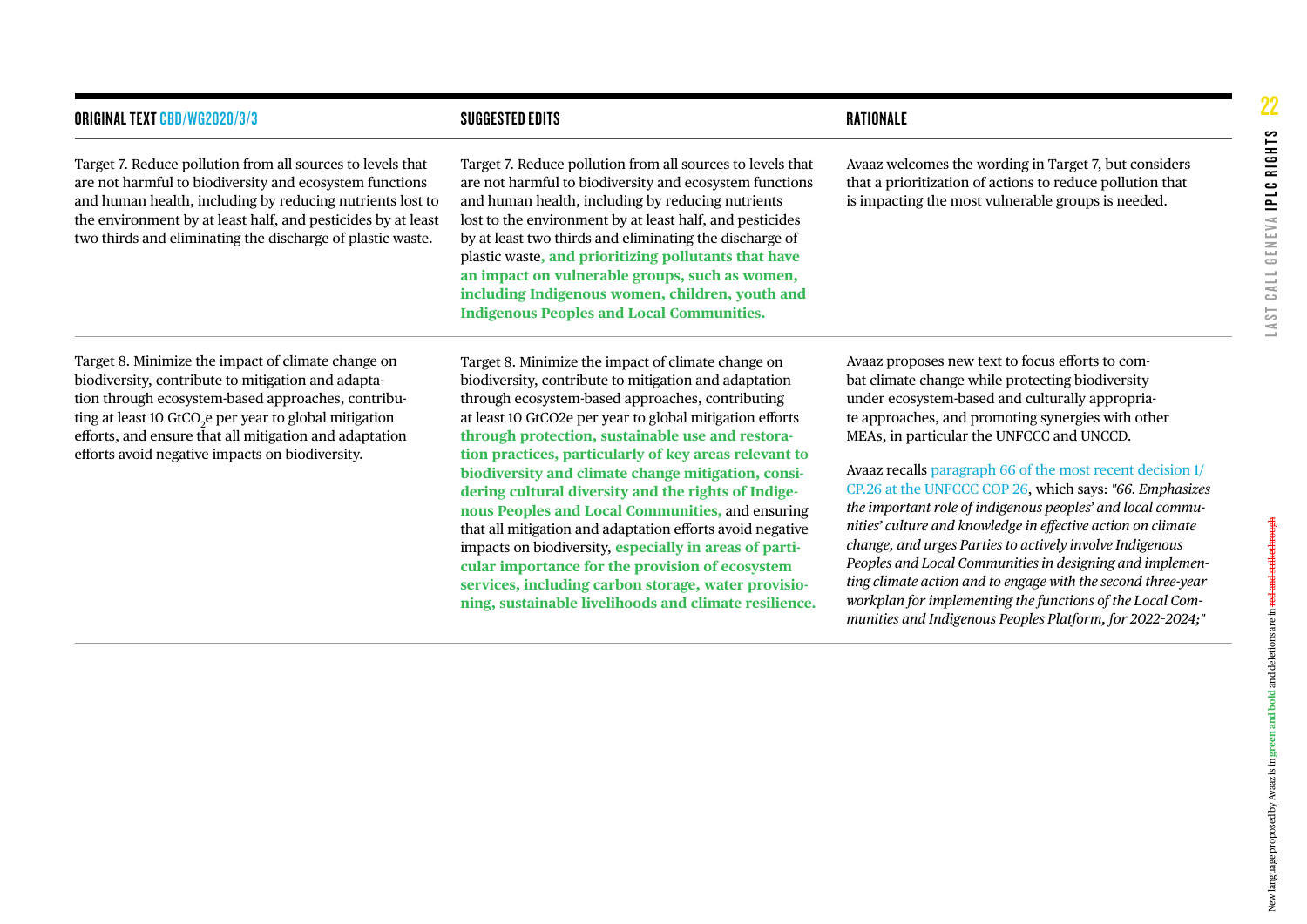| ORIGINAL TEXT CBD/WG2020/3/3 | SUGGESTED EDITS | RATIONALE |
|---|---|---|
| Target 7. Reduce pollution from all sources to levels that are not harmful to biodiversity and ecosystem functions and human health, including by reducing nutrients lost to the environment by at least half, and pesticides by at least two thirds and eliminating the discharge of plastic waste. | Target 7. Reduce pollution from all sources to levels that are not harmful to biodiversity and ecosystem functions and human health, including by reducing nutrients lost to the environment by at least half, and pesticides by at least two thirds and eliminating the discharge of plastic waste**, and prioritizing pollutants that have an impact on vulnerable groups, such as women, including Indigenous women, children, youth and Indigenous Peoples and Local Communities.** | Avaaz welcomes the wording in Target 7, but considers that a prioritization of actions to reduce pollution that is impacting the most vulnerable groups is needed. |
| Target 8. Minimize the impact of climate change on biodiversity, contribute to mitigation and adaptation through ecosystem-based approaches, contributing at least 10 $GtCO_2e$ per year to global mitigation efforts, and ensure that all mitigation and adaptation efforts avoid negative impacts on biodiversity. | Target 8. Minimize the impact of climate change on biodiversity, contribute to mitigation and adaptation through ecosystem-based approaches, contributing at least 10 GtCO2e per year to global mitigation efforts **through protection, sustainable use and restoration practices, particularly of key areas relevant to biodiversity and climate change mitigation, considering cultural diversity and the rights of Indigenous Peoples and Local Communities,** and ensuring that all mitigation and adaptation efforts avoid negative impacts on biodiversity, **especially in areas of particular importance for the provision of ecosystem services, including carbon storage, water provisioning, sustainable livelihoods and climate resilience.** | Avaaz proposes new text to focus efforts to combat climate change while protecting biodiversity under ecosystem-based and culturally appropriate approaches, and promoting synergies with other MEAs, in particular the UNFCCC and UNCCD.<br><br>Avaaz recalls paragraph 66 of the most recent decision 1/CP.26 at the UNFCCC COP 26, which says: *"66. Emphasizes the important role of indigenous peoples' and local communities' culture and knowledge in effective action on climate change, and urges Parties to actively involve Indigenous Peoples and Local Communities in designing and implementing climate action and to engage with the second three-year workplan for implementing the functions of the Local Communities and Indigenous Peoples Platform, for 2022-2024;"* |

New language proposed by Avaaz is in **green and bold** and deletions are in ~~red and strikethrough~~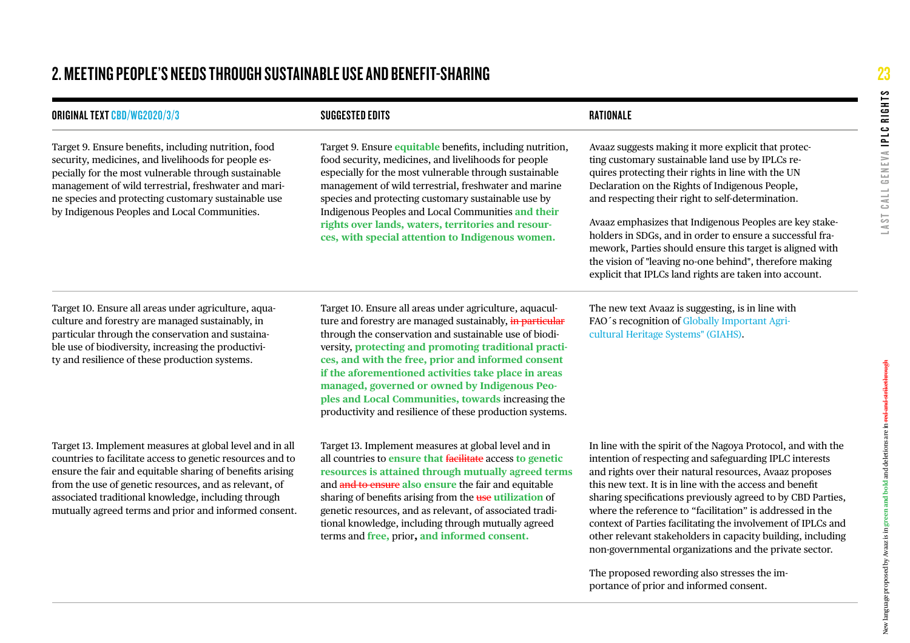## 2. MEETING PEOPLE'S NEEDS THROUGH SUSTAINABLE USE AND BENEFIT-SHARING

| ORIGINAL TEXT CBD/WG2020/3/3 | SUGGESTED EDITS | RATIONALE |
|---|---|---|
| Target 9. Ensure benefits, including nutrition, food security, medicines, and livelihoods for people especially for the most vulnerable through sustainable management of wild terrestrial, freshwater and marine species and protecting customary sustainable use by Indigenous Peoples and Local Communities. | Target 9. Ensure **equitable** benefits, including nutrition, food security, medicines, and livelihoods for people especially for the most vulnerable through sustainable management of wild terrestrial, freshwater and marine species and protecting customary sustainable use by Indigenous Peoples and Local Communities **and their rights over lands, waters, territories and resources, with special attention to Indigenous women.** | Avaaz suggests making it more explicit that protecting customary sustainable land use by IPLCs requires protecting their rights in line with the UN Declaration on the Rights of Indigenous People, and respecting their right to self-determination.<br><br>Avaaz emphasizes that Indigenous Peoples are key stakeholders in SDGs, and in order to ensure a successful framework, Parties should ensure this target is aligned with the vision of "leaving no-one behind", therefore making explicit that IPLCs land rights are taken into account. |
| Target 10. Ensure all areas under agriculture, aquaculture and forestry are managed sustainably, in particular through the conservation and sustainable use of biodiversity, increasing the productivity and resilience of these production systems. | Target 10. Ensure all areas under agriculture, aquaculture and forestry are managed sustainably, ~~in particular~~ through the conservation and sustainable use of biodiversity, **protecting and promoting traditional practices, and with the free, prior and informed consent if the aforementioned activities take place in areas managed, governed or owned by Indigenous Peoples and Local Communities, towards** increasing the productivity and resilience of these production systems. | The new text Avaaz is suggesting, is in line with FAO´s recognition of Globally Important Agricultural Heritage Systems" (GIAHS). |
| Target 13. Implement measures at global level and in all countries to facilitate access to genetic resources and to ensure the fair and equitable sharing of benefits arising from the use of genetic resources, and as relevant, of associated traditional knowledge, including through mutually agreed terms and prior and informed consent. | Target 13. Implement measures at global level and in all countries to **ensure that** ~~facilitate~~ access **to genetic resources is attained through mutually agreed terms** and ~~and to ensure~~ **also ensure** the fair and equitable sharing of benefits arising from the ~~use~~ **utilization** of genetic resources, and as relevant, of associated traditional knowledge, including through mutually agreed terms and **free,** prior**, and informed consent.** | In line with the spirit of the Nagoya Protocol, and with the intention of respecting and safeguarding IPLC interests and rights over their natural resources, Avaaz proposes this new text. It is in line with the access and benefit sharing specifications previously agreed to by CBD Parties, where the reference to "facilitation" is addressed in the context of Parties facilitating the involvement of IPLCs and other relevant stakeholders in capacity building, including non-governmental organizations and the private sector.<br><br>The proposed rewording also stresses the importance of prior and informed consent. |

New language proposed by Avaaz is in **green and bold** and deletions are in ~~red and strikethrough~~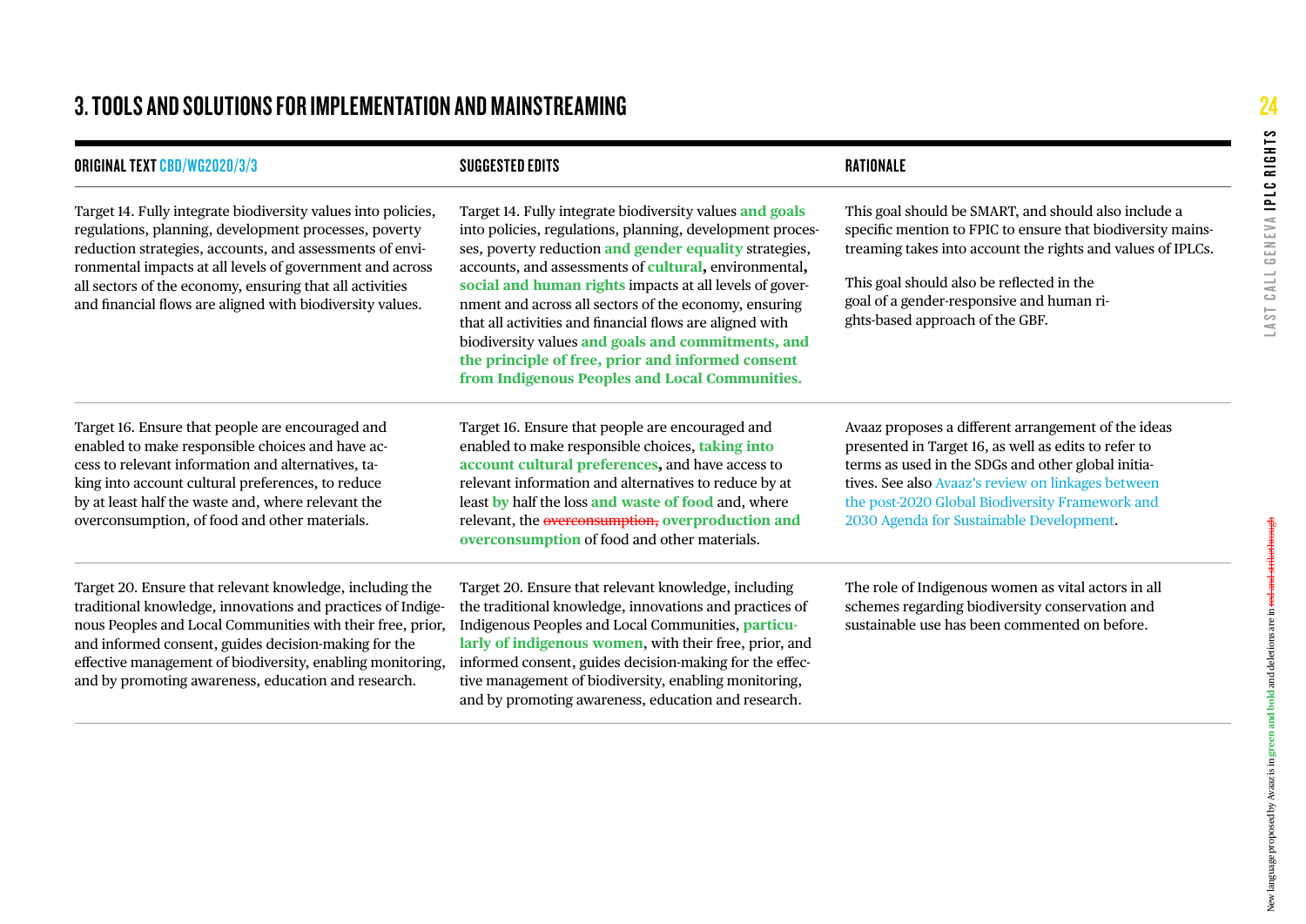## 3. TOOLS AND SOLUTIONS FOR IMPLEMENTATION AND MAINSTREAMING

| ORIGINAL TEXT CBD/WG2020/3/3 | SUGGESTED EDITS | RATIONALE |
|---|---|---|
| Target 14. Fully integrate biodiversity values into policies, regulations, planning, development processes, poverty reduction strategies, accounts, and assessments of environmental impacts at all levels of government and across all sectors of the economy, ensuring that all activities and financial flows are aligned with biodiversity values. | Target 14. Fully integrate biodiversity values **and goals** into policies, regulations, planning, development processes, poverty reduction **and gender equality** strategies, accounts, and assessments of **cultural**, environmental**,** **social and human rights** impacts at all levels of government and across all sectors of the economy, ensuring that all activities and financial flows are aligned with biodiversity values **and goals and commitments, and the principle of free, prior and informed consent from Indigenous Peoples and Local Communities.** | This goal should be SMART, and should also include a specific mention to FPIC to ensure that biodiversity mainstreaming takes into account the rights and values of IPLCs. This goal should also be reflected in the goal of a gender-responsive and human rights-based approach of the GBF. |
| Target 16. Ensure that people are encouraged and enabled to make responsible choices and have access to relevant information and alternatives, taking into account cultural preferences, to reduce by at least half the waste and, where relevant the overconsumption, of food and other materials. | Target 16. Ensure that people are encouraged and enabled to make responsible choices, **taking into account cultural preferences**, and have access to relevant information and alternatives to reduce by at least **by** half the loss **and waste of food** and, where relevant, the ~~overconsumption,~~ **overproduction and overconsumption** of food and other materials. | Avaaz proposes a different arrangement of the ideas presented in Target 16, as well as edits to refer to terms as used in the SDGs and other global initiatives. See also Avaaz's review on linkages between the post-2020 Global Biodiversity Framework and 2030 Agenda for Sustainable Development. |
| Target 20. Ensure that relevant knowledge, including the traditional knowledge, innovations and practices of Indigenous Peoples and Local Communities with their free, prior, and informed consent, guides decision-making for the effective management of biodiversity, enabling monitoring, and by promoting awareness, education and research. | Target 20. Ensure that relevant knowledge, including the traditional knowledge, innovations and practices of Indigenous Peoples and Local Communities, **particularly of indigenous women**, with their free, prior, and informed consent, guides decision-making for the effective management of biodiversity, enabling monitoring, and by promoting awareness, education and research. | The role of Indigenous women as vital actors in all schemes regarding biodiversity conservation and sustainable use has been commented on before. |

New language proposed by Avaaz is in **green and bold** and deletions are in ~~red and strikethrough~~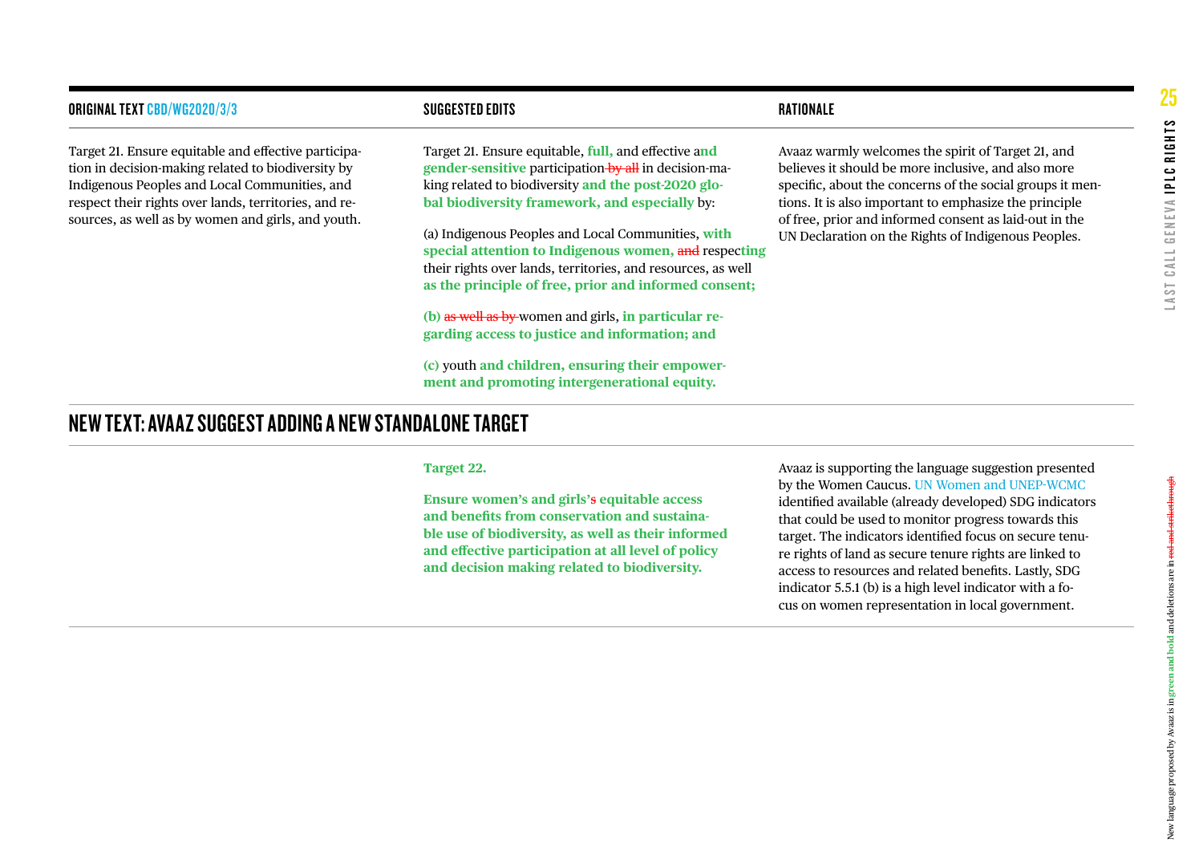| ORIGINAL TEXT CBD/WG2020/3/3 | SUGGESTED EDITS | RATIONALE |
|---|---|---|
| Target 21. Ensure equitable and effective participation in decision-making related to biodiversity by Indigenous Peoples and Local Communities, and respect their rights over lands, territories, and resources, as well as by women and girls, and youth. | Target 21. Ensure equitable, **full,** and effective a**nd gender-sensitive** participation ~~by all~~ in decision-making related to biodiversity **and the post-2020 global biodiversity framework, and especially** by:<br><br>(a) Indigenous Peoples and Local Communities, **with special attention to Indigenous women,** ~~and~~ respec**ting** their rights over lands, territories, and resources, as well **as the principle of free, prior and informed consent;**<br><br>**(b)** ~~as well as by~~ women and girls, **in particular regarding access to justice and information; and**<br><br>**(c)** youth **and children, ensuring their empowerment and promoting intergenerational equity.** | Avaaz warmly welcomes the spirit of Target 21, and believes it should be more inclusive, and also more specific, about the concerns of the social groups it mentions. It is also important to emphasize the principle of free, prior and informed consent as laid-out in the UN Declaration on the Rights of Indigenous Peoples. |

## NEW TEXT: AVAAZ SUGGEST ADDING A NEW STANDALONE TARGET

| | | |
|---|---|---|
| | **Target 22.**<br><br>**Ensure women's and girls'**~~s~~ **equitable access and benefits from conservation and sustainable use of biodiversity, as well as their informed and effective participation at all level of policy and decision making related to biodiversity.** | Avaaz is supporting the language suggestion presented by the Women Caucus. UN Women and UNEP-WCMC identified available (already developed) SDG indicators that could be used to monitor progress towards this target. The indicators identified focus on secure tenure rights of land as secure tenure rights are linked to access to resources and related benefits. Lastly, SDG indicator 5.5.1 (b) is a high level indicator with a focus on women representation in local government. |

New language proposed by Avaaz is in **green and bold** and deletions are in ~~red and strikethrough~~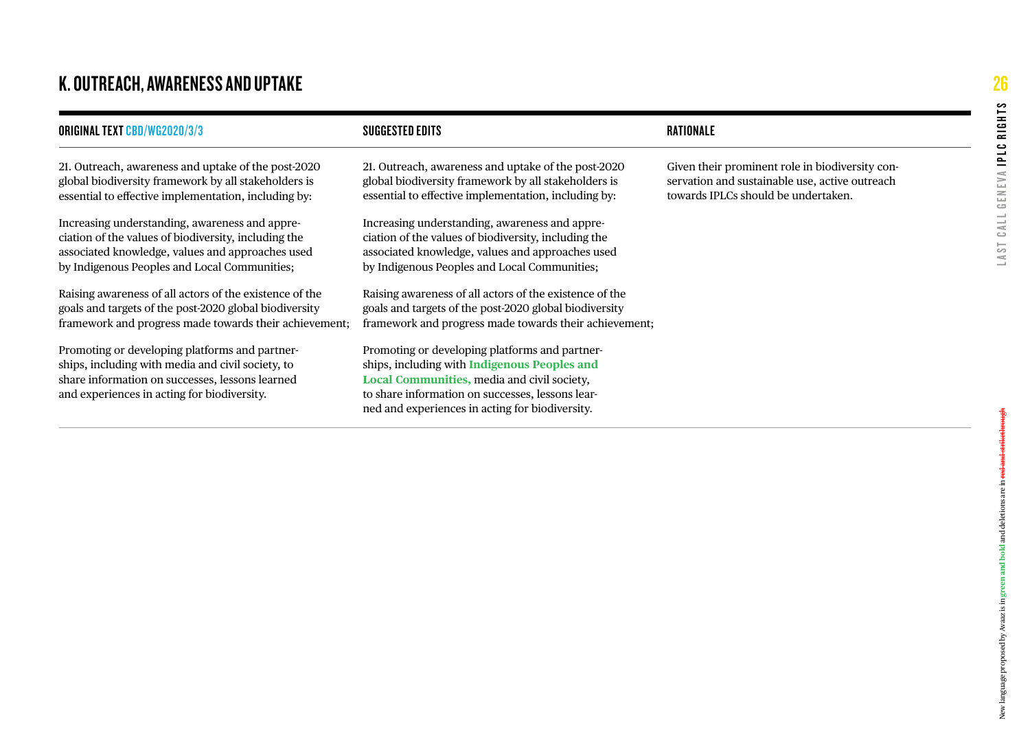## K. OUTREACH, AWARENESS AND UPTAKE

| ORIGINAL TEXT CBD/WG2020/3/3 | SUGGESTED EDITS | RATIONALE |
|---|---|---|
| 21. Outreach, awareness and uptake of the post-2020 global biodiversity framework by all stakeholders is essential to effective implementation, including by: | 21. Outreach, awareness and uptake of the post-2020 global biodiversity framework by all stakeholders is essential to effective implementation, including by: | Given their prominent role in biodiversity conservation and sustainable use, active outreach towards IPLCs should be undertaken. |
| Increasing understanding, awareness and appreciation of the values of biodiversity, including the associated knowledge, values and approaches used by Indigenous Peoples and Local Communities; | Increasing understanding, awareness and appreciation of the values of biodiversity, including the associated knowledge, values and approaches used by Indigenous Peoples and Local Communities; | |
| Raising awareness of all actors of the existence of the goals and targets of the post-2020 global biodiversity framework and progress made towards their achievement; | Raising awareness of all actors of the existence of the goals and targets of the post-2020 global biodiversity framework and progress made towards their achievement; | |
| Promoting or developing platforms and partnerships, including with media and civil society, to share information on successes, lessons learned and experiences in acting for biodiversity. | Promoting or developing platforms and partnerships, including with **Indigenous Peoples and Local Communities,** media and civil society, to share information on successes, lessons learned and experiences in acting for biodiversity. | |

New language proposed by Avaaz is in **green and bold** and deletions are in ~~red and strikethrough~~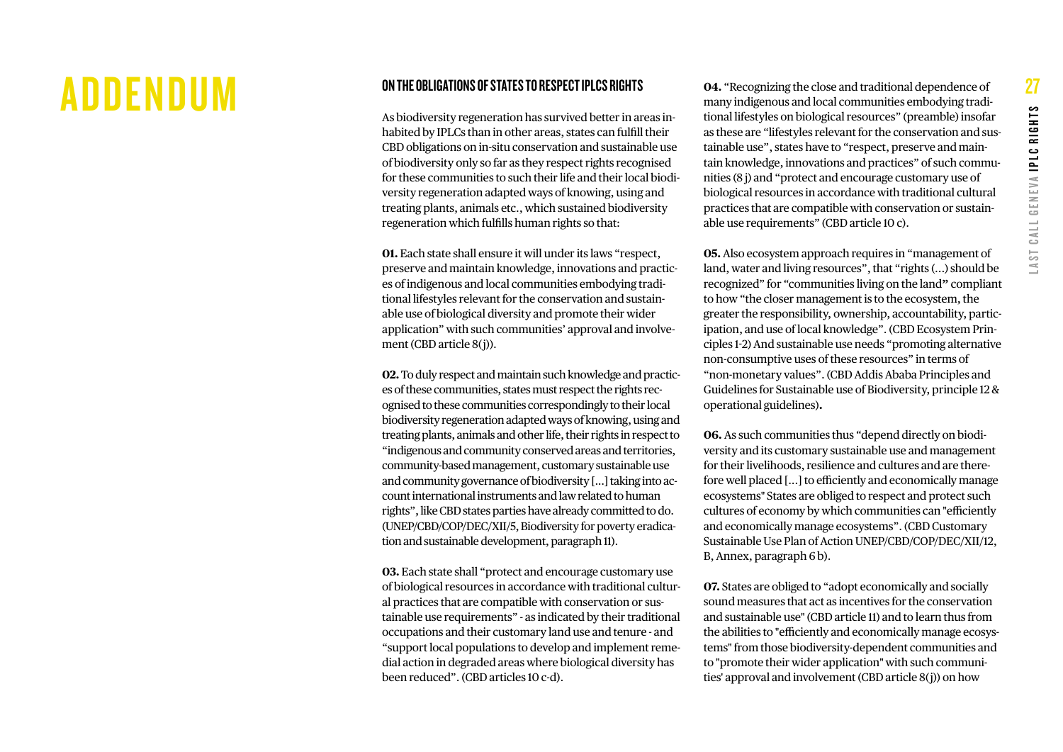# ADDENDUM

## ON THE OBLIGATIONS OF STATES TO RESPECT IPLCS RIGHTS

As biodiversity regeneration has survived better in areas inhabited by IPLCs than in other areas, states can fulfill their CBD obligations on in-situ conservation and sustainable use of biodiversity only so far as they respect rights recognised for these communities to such their life and their local biodiversity regeneration adapted ways of knowing, using and treating plants, animals etc., which sustained biodiversity regeneration which fulfills human rights so that:

**01.** Each state shall ensure it will under its laws "respect, preserve and maintain knowledge, innovations and practices of indigenous and local communities embodying traditional lifestyles relevant for the conservation and sustainable use of biological diversity and promote their wider application" with such communities' approval and involvement (CBD article 8(j)).

**02.** To duly respect and maintain such knowledge and practices of these communities, states must respect the rights recognised to these communities correspondingly to their local biodiversity regeneration adapted ways of knowing, using and treating plants, animals and other life, their rights in respect to "indigenous and community conserved areas and territories, community-based management, customary sustainable use and community governance of biodiversity [...] taking into account international instruments and law related to human rights", like CBD states parties have already committed to do. (UNEP/CBD/COP/DEC/XII/5, Biodiversity for poverty eradication and sustainable development, paragraph 11).

**03.** Each state shall "protect and encourage customary use of biological resources in accordance with traditional cultural practices that are compatible with conservation or sustainable use requirements" - as indicated by their traditional occupations and their customary land use and tenure - and "support local populations to develop and implement remedial action in degraded areas where biological diversity has been reduced". (CBD articles 10 c-d).

**04.** "Recognizing the close and traditional dependence of many indigenous and local communities embodying traditional lifestyles on biological resources" (preamble) insofar as these are "lifestyles relevant for the conservation and sustainable use", states have to "respect, preserve and maintain knowledge, innovations and practices" of such communities (8 j) and "protect and encourage customary use of biological resources in accordance with traditional cultural practices that are compatible with conservation or sustainable use requirements" (CBD article 10 c).

**05.** Also ecosystem approach requires in "management of land, water and living resources", that "rights (...) should be recognized" for "communities living on the land" compliant to how "the closer management is to the ecosystem, the greater the responsibility, ownership, accountability, participation, and use of local knowledge". (CBD Ecosystem Principles 1-2) And sustainable use needs "promoting alternative non-consumptive uses of these resources" in terms of "non-monetary values". (CBD Addis Ababa Principles and Guidelines for Sustainable use of Biodiversity, principle 12 & operational guidelines).

**06.** As such communities thus "depend directly on biodiversity and its customary sustainable use and management for their livelihoods, resilience and cultures and are therefore well placed [...] to efficiently and economically manage ecosystems" States are obliged to respect and protect such cultures of economy by which communities can "efficiently and economically manage ecosystems". (CBD Customary Sustainable Use Plan of Action UNEP/CBD/COP/DEC/XII/12, B, Annex, paragraph 6 b).

**07.** States are obliged to "adopt economically and socially sound measures that act as incentives for the conservation and sustainable use" (CBD article 11) and to learn thus from the abilities to "efficiently and economically manage ecosystems" from those biodiversity-dependent communities and to "promote their wider application" with such communities' approval and involvement (CBD article 8(j)) on how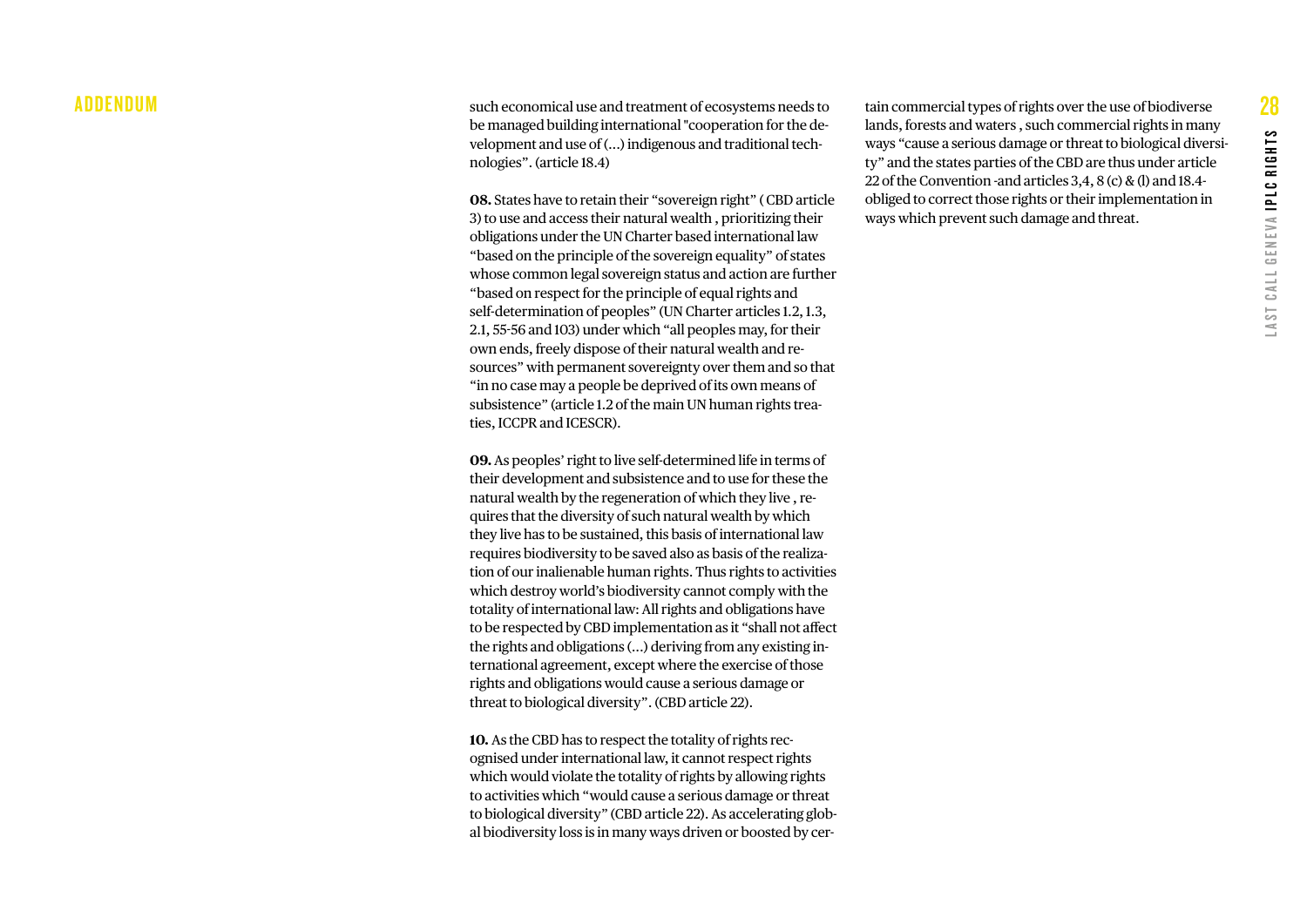such economical use and treatment of ecosystems needs to be managed building international "cooperation for the development and use of (...) indigenous and traditional technologies". (article 18.4)

**08.** States have to retain their "sovereign right" ( CBD article 3) to use and access their natural wealth , prioritizing their obligations under the UN Charter based international law "based on the principle of the sovereign equality" of states whose common legal sovereign status and action are further "based on respect for the principle of equal rights and self-determination of peoples" (UN Charter articles 1.2, 1.3, 2.1, 55-56 and 103) under which "all peoples may, for their own ends, freely dispose of their natural wealth and resources" with permanent sovereignty over them and so that "in no case may a people be deprived of its own means of subsistence" (article 1.2 of the main UN human rights treaties, ICCPR and ICESCR).

**09.** As peoples' right to live self-determined life in terms of their development and subsistence and to use for these the natural wealth by the regeneration of which they live , requires that the diversity of such natural wealth by which they live has to be sustained, this basis of international law requires biodiversity to be saved also as basis of the realization of our inalienable human rights. Thus rights to activities which destroy world's biodiversity cannot comply with the totality of international law: All rights and obligations have to be respected by CBD implementation as it "shall not affect the rights and obligations (...) deriving from any existing international agreement, except where the exercise of those rights and obligations would cause a serious damage or threat to biological diversity". (CBD article 22).

**10.** As the CBD has to respect the totality of rights recognised under international law, it cannot respect rights which would violate the totality of rights by allowing rights to activities which "would cause a serious damage or threat to biological diversity" (CBD article 22). As accelerating global biodiversity loss is in many ways driven or boosted by certain commercial types of rights over the use of biodiverse lands, forests and waters , such commercial rights in many ways "cause a serious damage or threat to biological diversity" and the states parties of the CBD are thus under article 22 of the Convention -and articles 3,4, 8 (c) & (l) and 18.4- obliged to correct those rights or their implementation in ways which prevent such damage and threat.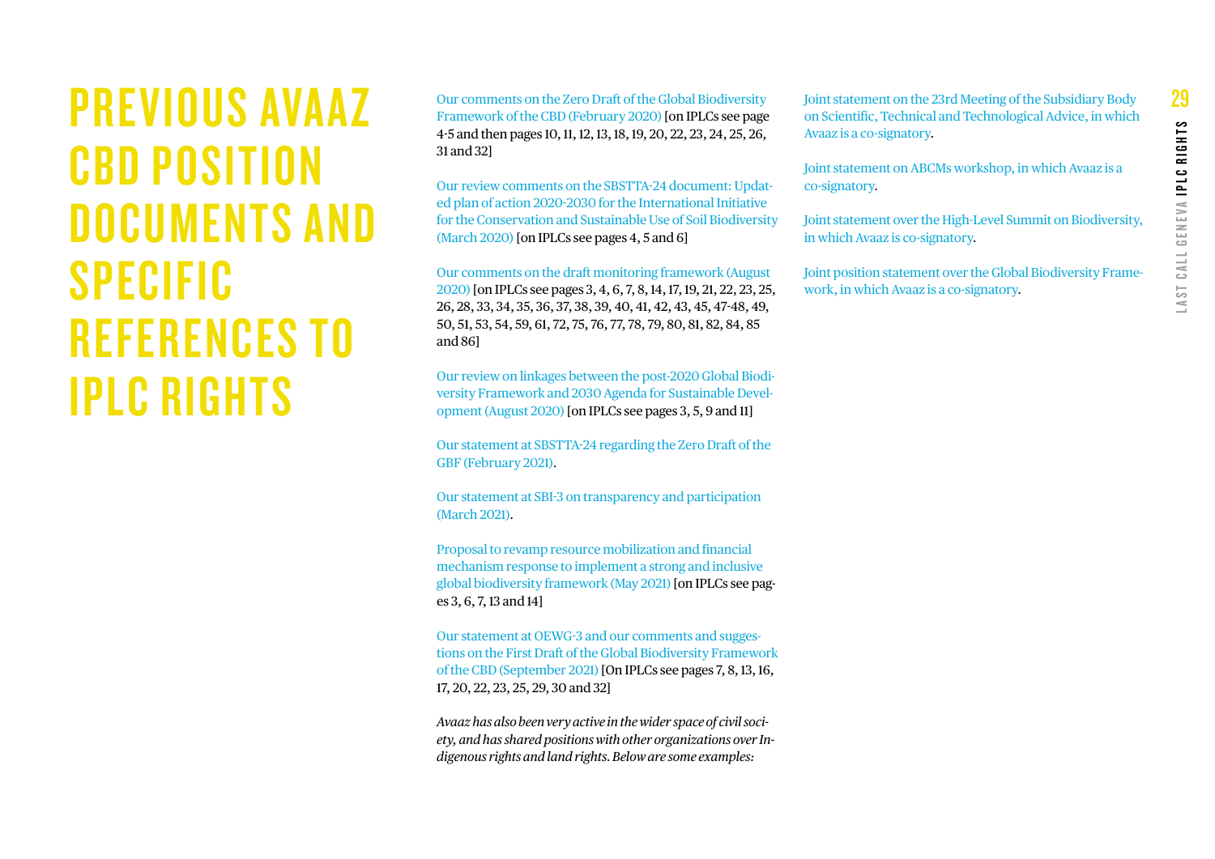# PREVIOUS AVAAZ CBD POSITION DOCUMENTS AND SPECIFIC REFERENCES TO IPLC RIGHTS

Our comments on the Zero Draft of the Global Biodiversity Framework of the CBD (February 2020) [on IPLCs see page 4-5 and then pages 10, 11, 12, 13, 18, 19, 20, 22, 23, 24, 25, 26, 31 and 32]

Our review comments on the SBSTTA-24 document: Updated plan of action 2020-2030 for the International Initiative for the Conservation and Sustainable Use of Soil Biodiversity (March 2020) [on IPLCs see pages 4, 5 and 6]

Our comments on the draft monitoring framework (August 2020) [on IPLCs see pages 3, 4, 6, 7, 8, 14, 17, 19, 21, 22, 23, 25, 26, 28, 33, 34, 35, 36, 37, 38, 39, 40, 41, 42, 43, 45, 47-48, 49, 50, 51, 53, 54, 59, 61, 72, 75, 76, 77, 78, 79, 80, 81, 82, 84, 85 and 86]

Our review on linkages between the post-2020 Global Biodiversity Framework and 2030 Agenda for Sustainable Development (August 2020) [on IPLCs see pages 3, 5, 9 and 11]

Our statement at SBSTTA-24 regarding the Zero Draft of the GBF (February 2021).

Our statement at SBI-3 on transparency and participation (March 2021).

Proposal to revamp resource mobilization and financial mechanism response to implement a strong and inclusive global biodiversity framework (May 2021) [on IPLCs see pages 3, 6, 7, 13 and 14]

Our statement at OEWG-3 and our comments and suggestions on the First Draft of the Global Biodiversity Framework of the CBD (September 2021) [On IPLCs see pages 7, 8, 13, 16, 17, 20, 22, 23, 25, 29, 30 and 32]

*Avaaz has also been very active in the wider space of civil society, and has shared positions with other organizations over Indigenous rights and land rights. Below are some examples:*

Joint statement on the 23rd Meeting of the Subsidiary Body on Scientific, Technical and Technological Advice, in which Avaaz is a co-signatory.

Joint statement on ABCMs workshop, in which Avaaz is a co-signatory.

Joint statement over the High-Level Summit on Biodiversity, in which Avaaz is co-signatory.

Joint position statement over the Global Biodiversity Framework, in which Avaaz is a co-signatory.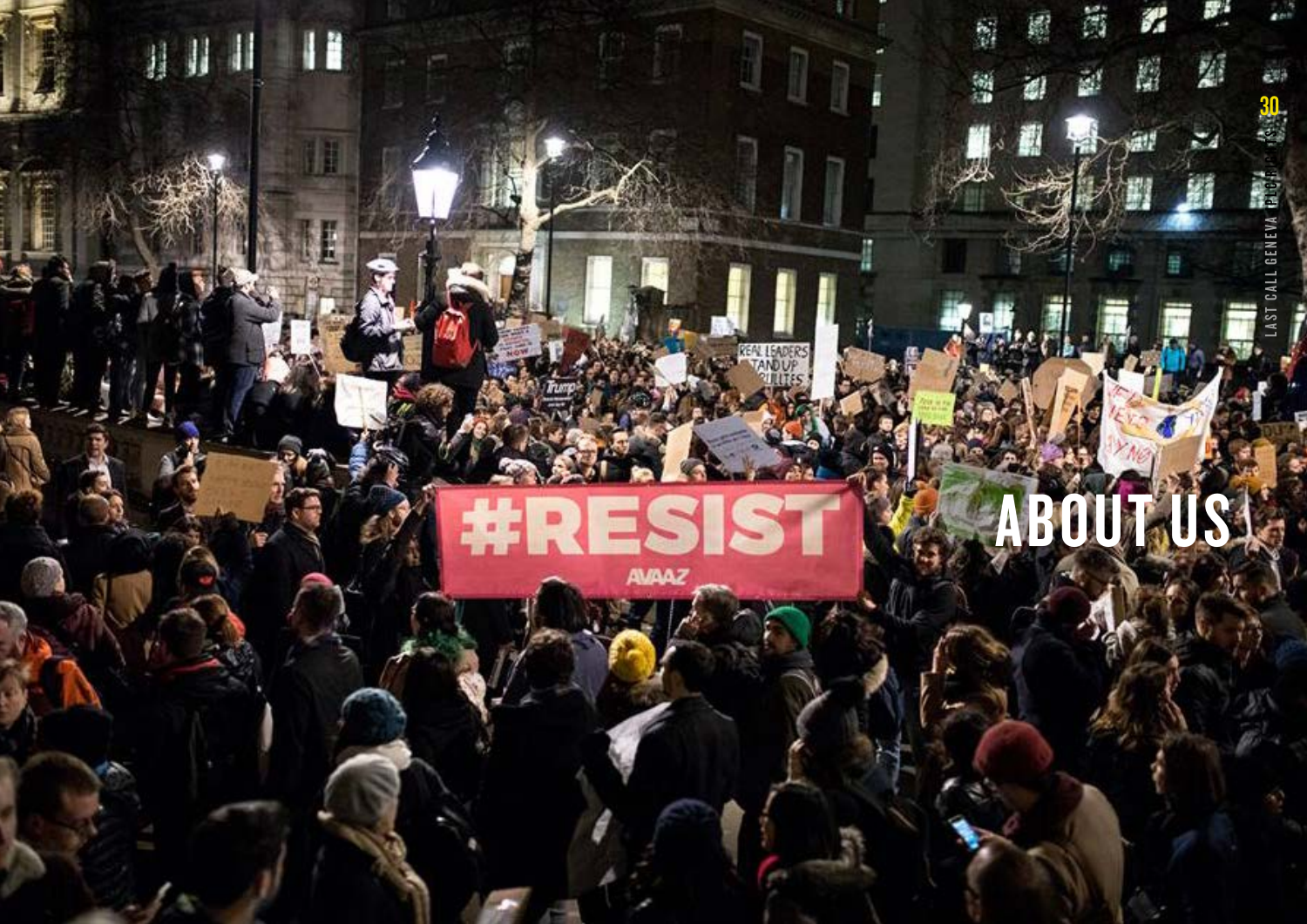# ABOUT US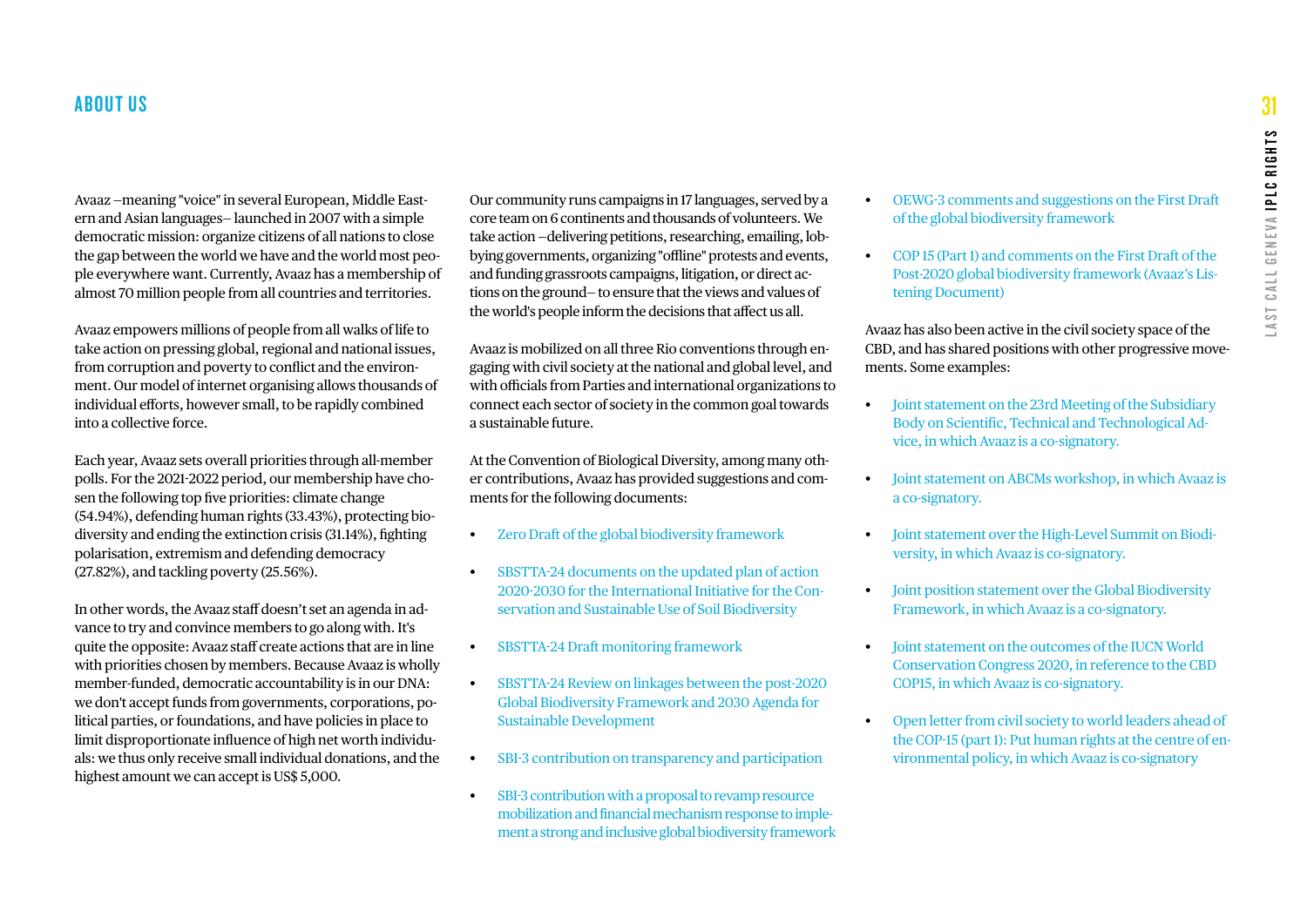## ABOUT US

Avaaz –meaning "voice" in several European, Middle Eastern and Asian languages– launched in 2007 with a simple democratic mission: organize citizens of all nations to close the gap between the world we have and the world most people everywhere want. Currently, Avaaz has a membership of almost 70 million people from all countries and territories.

Avaaz empowers millions of people from all walks of life to take action on pressing global, regional and national issues, from corruption and poverty to conflict and the environment. Our model of internet organising allows thousands of individual efforts, however small, to be rapidly combined into a collective force.

Each year, Avaaz sets overall priorities through all-member polls. For the 2021-2022 period, our membership have chosen the following top five priorities: climate change (54.94%), defending human rights (33.43%), protecting biodiversity and ending the extinction crisis (31.14%), fighting polarisation, extremism and defending democracy (27.82%), and tackling poverty (25.56%).

In other words, the Avaaz staff doesn't set an agenda in advance to try and convince members to go along with. It's quite the opposite: Avaaz staff create actions that are in line with priorities chosen by members. Because Avaaz is wholly member-funded, democratic accountability is in our DNA: we don't accept funds from governments, corporations, political parties, or foundations, and have policies in place to limit disproportionate influence of high net worth individuals: we thus only receive small individual donations, and the highest amount we can accept is US$ 5,000.

Our community runs campaigns in 17 languages, served by a core team on 6 continents and thousands of volunteers. We take action –delivering petitions, researching, emailing, lobbying governments, organizing "offline" protests and events, and funding grassroots campaigns, litigation, or direct actions on the ground– to ensure that the views and values of the world's people inform the decisions that affect us all.

Avaaz is mobilized on all three Rio conventions through engaging with civil society at the national and global level, and with officials from Parties and international organizations to connect each sector of society in the common goal towards a sustainable future.

At the Convention of Biological Diversity, among many other contributions, Avaaz has provided suggestions and comments for the following documents:

- Zero Draft of the global biodiversity framework
- SBSTTA-24 documents on the updated plan of action 2020-2030 for the International Initiative for the Conservation and Sustainable Use of Soil Biodiversity
- SBSTTA-24 Draft monitoring framework
- SBSTTA-24 Review on linkages between the post-2020 Global Biodiversity Framework and 2030 Agenda for Sustainable Development
- SBI-3 contribution on transparency and participation
- SBI-3 contribution with a proposal to revamp resource mobilization and financial mechanism response to implement a strong and inclusive global biodiversity framework
- OEWG-3 comments and suggestions on the First Draft of the global biodiversity framework
- COP 15 (Part 1) and comments on the First Draft of the Post-2020 global biodiversity framework (Avaaz's Listening Document)

Avaaz has also been active in the civil society space of the CBD, and has shared positions with other progressive movements. Some examples:

- Joint statement on the 23rd Meeting of the Subsidiary Body on Scientific, Technical and Technological Advice, in which Avaaz is a co-signatory.
- Joint statement on ABCMs workshop, in which Avaaz is a co-signatory.
- Joint statement over the High-Level Summit on Biodiversity, in which Avaaz is co-signatory.
- Joint position statement over the Global Biodiversity Framework, in which Avaaz is a co-signatory.
- Joint statement on the outcomes of the IUCN World Conservation Congress 2020, in reference to the CBD COP15, in which Avaaz is co-signatory.
- Open letter from civil society to world leaders ahead of the COP-15 (part 1): Put human rights at the centre of environmental policy, in which Avaaz is co-signatory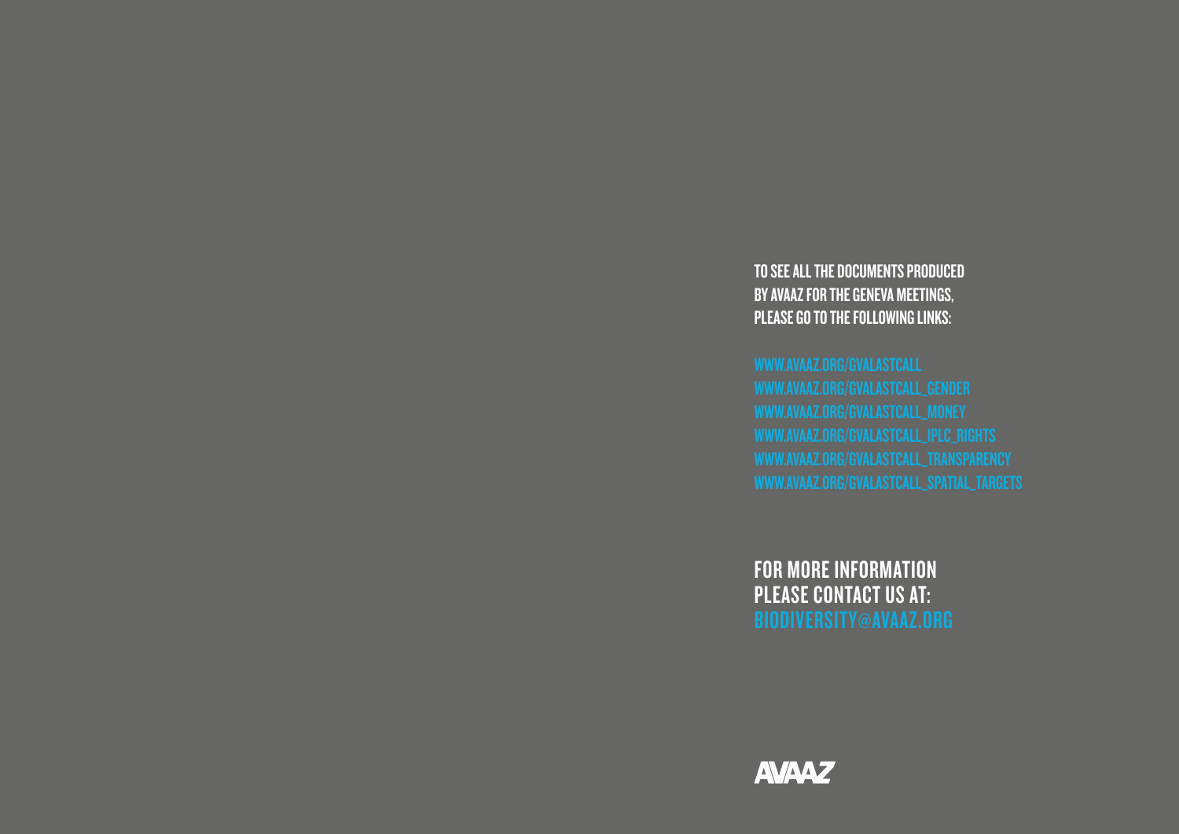TO SEE ALL THE DOCUMENTS PRODUCED BY AVAAZ FOR THE GENEVA MEETINGS, PLEASE GO TO THE FOLLOWING LINKS:

WWW.AVAAZ.ORG/GVALASTCALL
WWW.AVAAZ.ORG/GVALASTCALL_GENDER
WWW.AVAAZ.ORG/GVALASTCALL_MONEY
WWW.AVAAZ.ORG/GVALASTCALL_IPLC_RIGHTS
WWW.AVAAZ.ORG/GVALASTCALL_TRANSPARENCY
WWW.AVAAZ.ORG/GVALASTCALL_SPATIAL_TARGETS

FOR MORE INFORMATION PLEASE CONTACT US AT: BIODIVERSITY@AVAAZ.ORG

AVAAZ